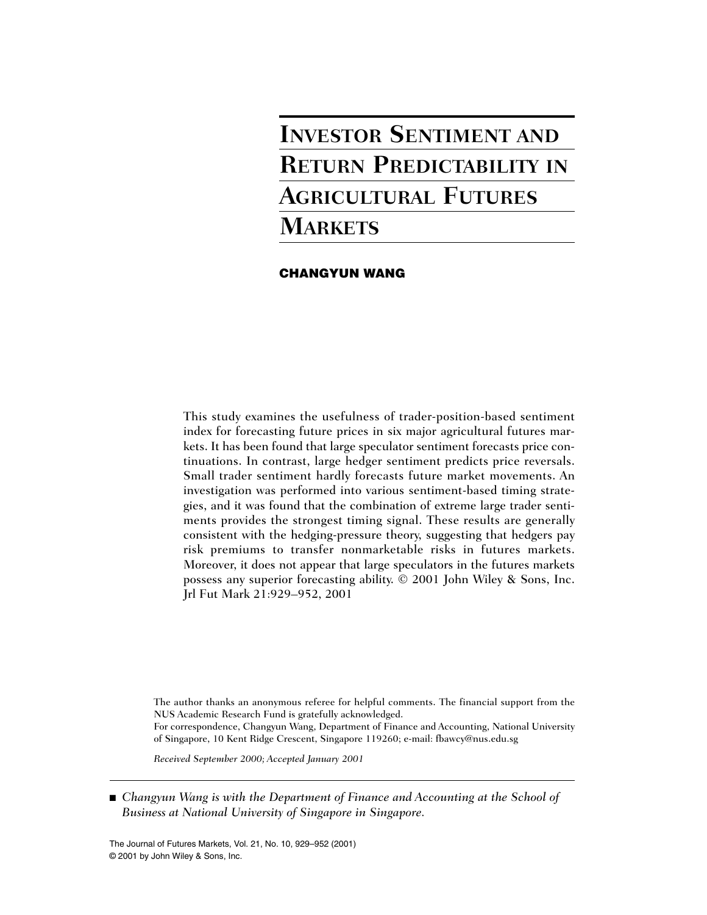# INVESTOR SENTIMENT AND RETURN PREDICTABILITY IN AGRICULTURAL FUTURES MARKETS

**CHANGYUN WANG**

This study examines the usefulness of trader-position-based sentiment index for forecasting future prices in six major agricultural futures markets. It has been found that large speculator sentiment forecasts price continuations. In contrast, large hedger sentiment predicts price reversals. Small trader sentiment hardly forecasts future market movements. An investigation was performed into various sentiment-based timing strategies, and it was found that the combination of extreme large trader sentiments provides the strongest timing signal. These results are generally consistent with the hedging-pressure theory, suggesting that hedgers pay risk premiums to transfer nonmarketable risks in futures markets. Moreover, it does not appear that large speculators in the futures markets possess any superior forecasting ability. © 2001 John Wiley & Sons, Inc. Jrl Fut Mark 21:929–952, 2001

The author thanks an anonymous referee for helpful comments. The financial support from the NUS Academic Research Fund is gratefully acknowledged.
For correspondence, Changyun Wang, Department of Finance and Accounting, National University of Singapore, 10 Kent Ridge Crescent, Singapore 119260; e-mail: fbawcy@nus.edu.sg

*Received September 2000; Accepted January 2001*

- *Changyun Wang is with the Department of Finance and Accounting at the School of Business at National University of Singapore in Singapore.*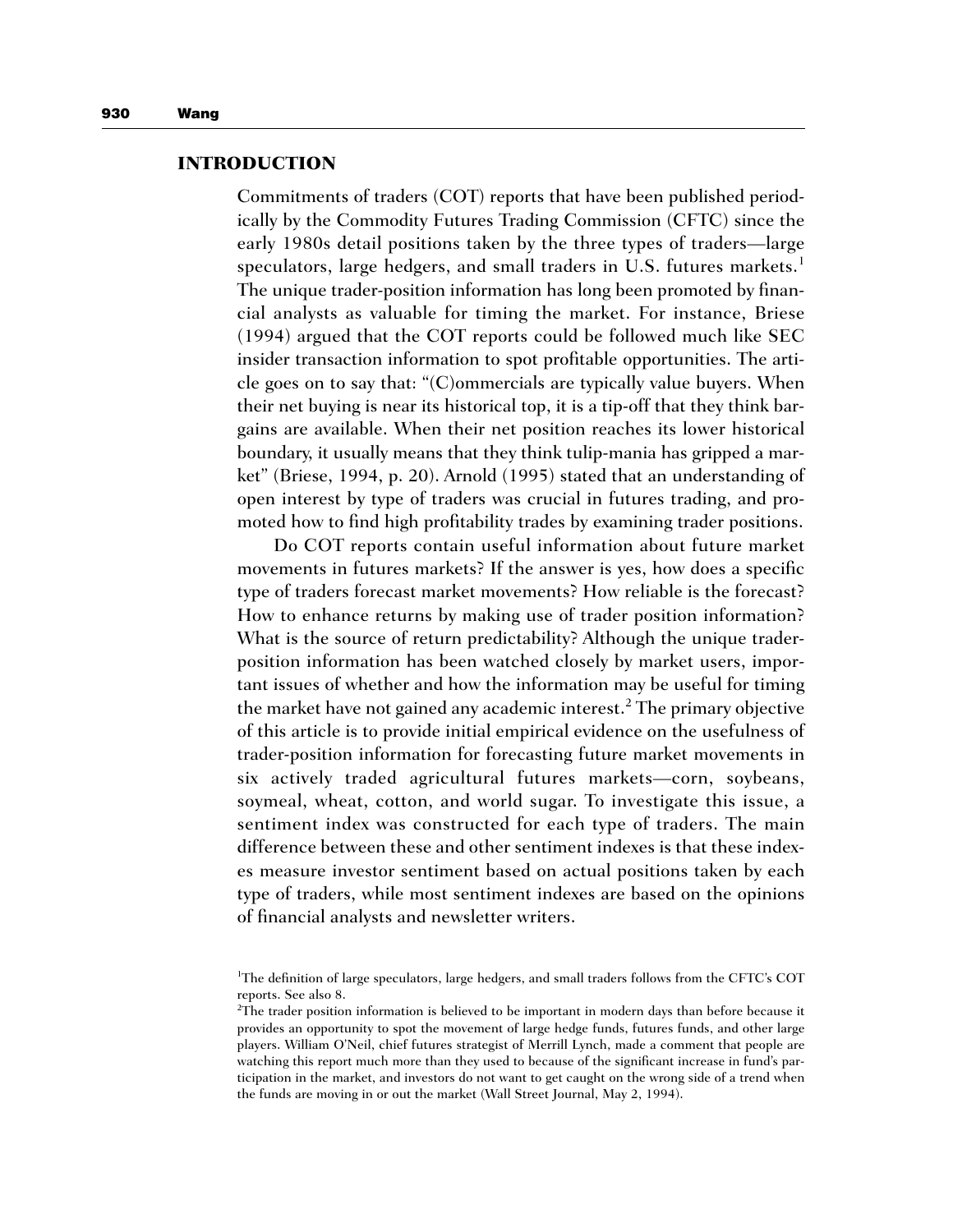## INTRODUCTION

Commitments of traders (COT) reports that have been published periodically by the Commodity Futures Trading Commission (CFTC) since the early 1980s detail positions taken by the three types of traders—large speculators, large hedgers, and small traders in U.S. futures markets.[1] The unique trader-position information has long been promoted by financial analysts as valuable for timing the market. For instance, Briese (1994) argued that the COT reports could be followed much like SEC insider transaction information to spot profitable opportunities. The article goes on to say that: "(C)ommercials are typically value buyers. When their net buying is near its historical top, it is a tip-off that they think bargains are available. When their net position reaches its lower historical boundary, it usually means that they think tulip-mania has gripped a market" (Briese, 1994, p. 20). Arnold (1995) stated that an understanding of open interest by type of traders was crucial in futures trading, and promoted how to find high profitability trades by examining trader positions.

Do COT reports contain useful information about future market movements in futures markets? If the answer is yes, how does a specific type of traders forecast market movements? How reliable is the forecast? How to enhance returns by making use of trader position information? What is the source of return predictability? Although the unique trader-position information has been watched closely by market users, important issues of whether and how the information may be useful for timing the market have not gained any academic interest.[2] The primary objective of this article is to provide initial empirical evidence on the usefulness of trader-position information for forecasting future market movements in six actively traded agricultural futures markets—corn, soybeans, soymeal, wheat, cotton, and world sugar. To investigate this issue, a sentiment index was constructed for each type of traders. The main difference between these and other sentiment indexes is that these indexes measure investor sentiment based on actual positions taken by each type of traders, while most sentiment indexes are based on the opinions of financial analysts and newsletter writers.

[1] The definition of large speculators, large hedgers, and small traders follows from the CFTC's COT reports. See also 8.

[2] The trader position information is believed to be important in modern days than before because it provides an opportunity to spot the movement of large hedge funds, futures funds, and other large players. William O'Neil, chief futures strategist of Merrill Lynch, made a comment that people are watching this report much more than they used to because of the significant increase in fund's participation in the market, and investors do not want to get caught on the wrong side of a trend when the funds are moving in or out the market (Wall Street Journal, May 2, 1994).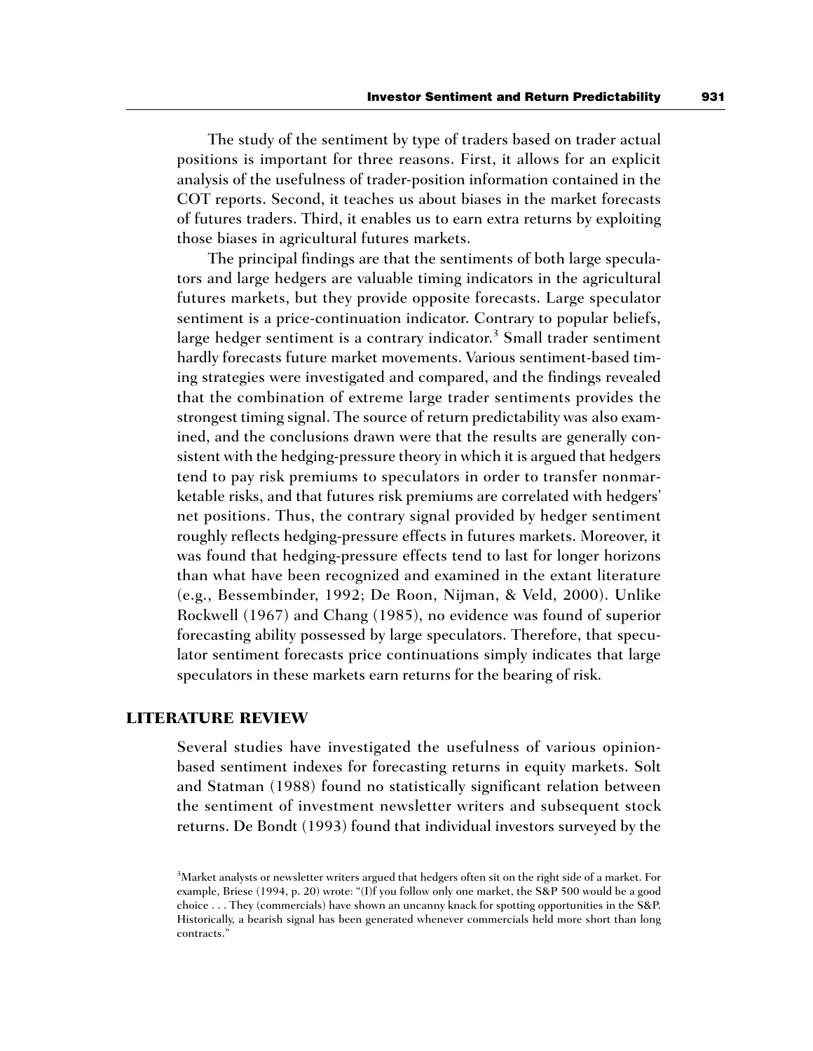The study of the sentiment by type of traders based on trader actual positions is important for three reasons. First, it allows for an explicit analysis of the usefulness of trader-position information contained in the COT reports. Second, it teaches us about biases in the market forecasts of futures traders. Third, it enables us to earn extra returns by exploiting those biases in agricultural futures markets.

The principal findings are that the sentiments of both large speculators and large hedgers are valuable timing indicators in the agricultural futures markets, but they provide opposite forecasts. Large speculator sentiment is a price-continuation indicator. Contrary to popular beliefs, large hedger sentiment is a contrary indicator.[3] Small trader sentiment hardly forecasts future market movements. Various sentiment-based timing strategies were investigated and compared, and the findings revealed that the combination of extreme large trader sentiments provides the strongest timing signal. The source of return predictability was also examined, and the conclusions drawn were that the results are generally consistent with the hedging-pressure theory in which it is argued that hedgers tend to pay risk premiums to speculators in order to transfer nonmarketable risks, and that futures risk premiums are correlated with hedgers' net positions. Thus, the contrary signal provided by hedger sentiment roughly reflects hedging-pressure effects in futures markets. Moreover, it was found that hedging-pressure effects tend to last for longer horizons than what have been recognized and examined in the extant literature (e.g., Bessembinder, 1992; De Roon, Nijman, & Veld, 2000). Unlike Rockwell (1967) and Chang (1985), no evidence was found of superior forecasting ability possessed by large speculators. Therefore, that speculator sentiment forecasts price continuations simply indicates that large speculators in these markets earn returns for the bearing of risk.

## LITERATURE REVIEW

Several studies have investigated the usefulness of various opinion-based sentiment indexes for forecasting returns in equity markets. Solt and Statman (1988) found no statistically significant relation between the sentiment of investment newsletter writers and subsequent stock returns. De Bondt (1993) found that individual investors surveyed by the

[3]Market analysts or newsletter writers argued that hedgers often sit on the right side of a market. For example, Briese (1994, p. 20) wrote: "(I)f you follow only one market, the S&P 500 would be a good choice . . . They (commercials) have shown an uncanny knack for spotting opportunities in the S&P. Historically, a bearish signal has been generated whenever commercials held more short than long contracts."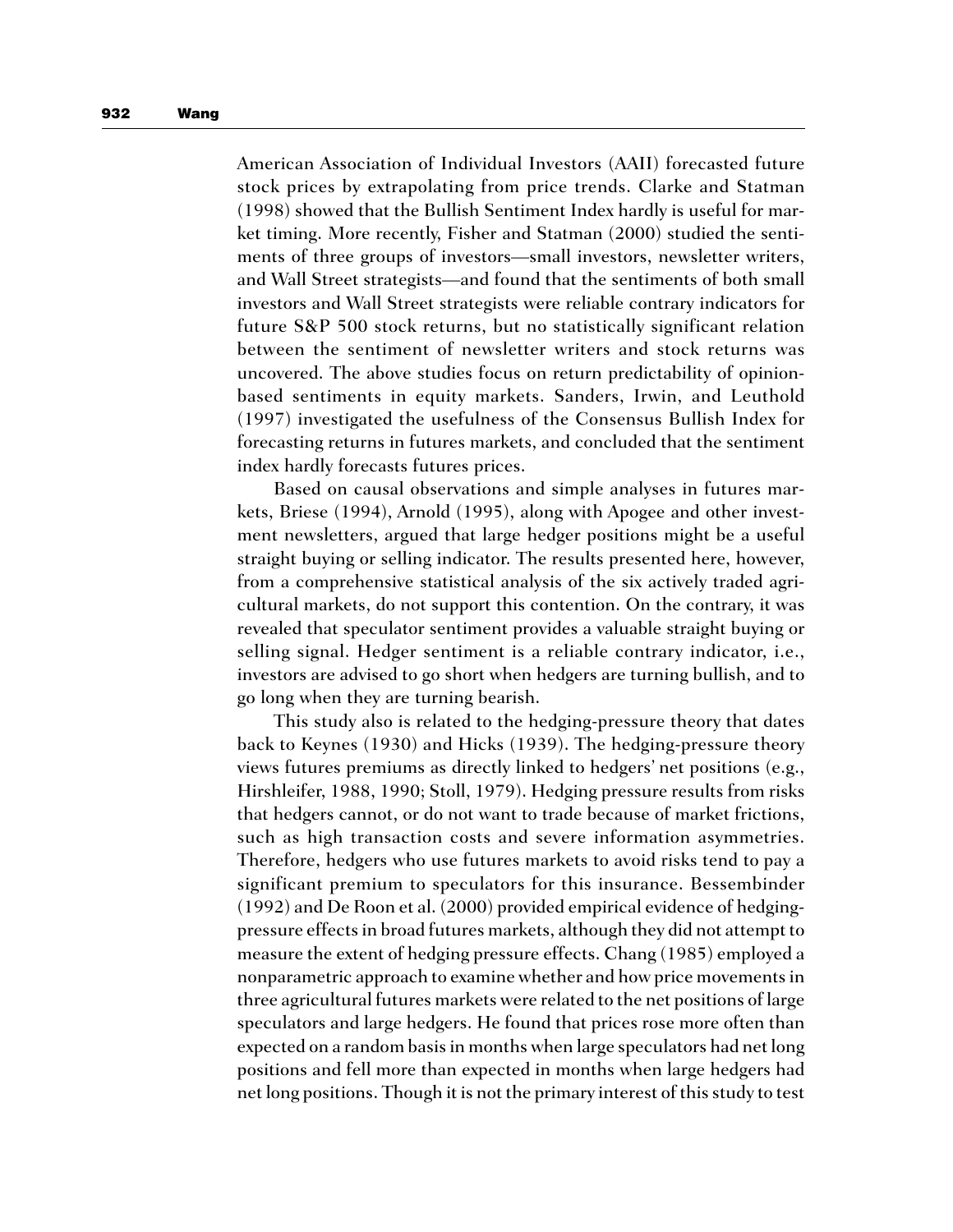American Association of Individual Investors (AAII) forecasted future stock prices by extrapolating from price trends. Clarke and Statman (1998) showed that the Bullish Sentiment Index hardly is useful for market timing. More recently, Fisher and Statman (2000) studied the sentiments of three groups of investors—small investors, newsletter writers, and Wall Street strategists—and found that the sentiments of both small investors and Wall Street strategists were reliable contrary indicators for future S&P 500 stock returns, but no statistically significant relation between the sentiment of newsletter writers and stock returns was uncovered. The above studies focus on return predictability of opinion-based sentiments in equity markets. Sanders, Irwin, and Leuthold (1997) investigated the usefulness of the Consensus Bullish Index for forecasting returns in futures markets, and concluded that the sentiment index hardly forecasts futures prices.

Based on causal observations and simple analyses in futures markets, Briese (1994), Arnold (1995), along with Apogee and other investment newsletters, argued that large hedger positions might be a useful straight buying or selling indicator. The results presented here, however, from a comprehensive statistical analysis of the six actively traded agricultural markets, do not support this contention. On the contrary, it was revealed that speculator sentiment provides a valuable straight buying or selling signal. Hedger sentiment is a reliable contrary indicator, i.e., investors are advised to go short when hedgers are turning bullish, and to go long when they are turning bearish.

This study also is related to the hedging-pressure theory that dates back to Keynes (1930) and Hicks (1939). The hedging-pressure theory views futures premiums as directly linked to hedgers' net positions (e.g., Hirshleifer, 1988, 1990; Stoll, 1979). Hedging pressure results from risks that hedgers cannot, or do not want to trade because of market frictions, such as high transaction costs and severe information asymmetries. Therefore, hedgers who use futures markets to avoid risks tend to pay a significant premium to speculators for this insurance. Bessembinder (1992) and De Roon et al. (2000) provided empirical evidence of hedging-pressure effects in broad futures markets, although they did not attempt to measure the extent of hedging pressure effects. Chang (1985) employed a nonparametric approach to examine whether and how price movements in three agricultural futures markets were related to the net positions of large speculators and large hedgers. He found that prices rose more often than expected on a random basis in months when large speculators had net long positions and fell more than expected in months when large hedgers had net long positions. Though it is not the primary interest of this study to test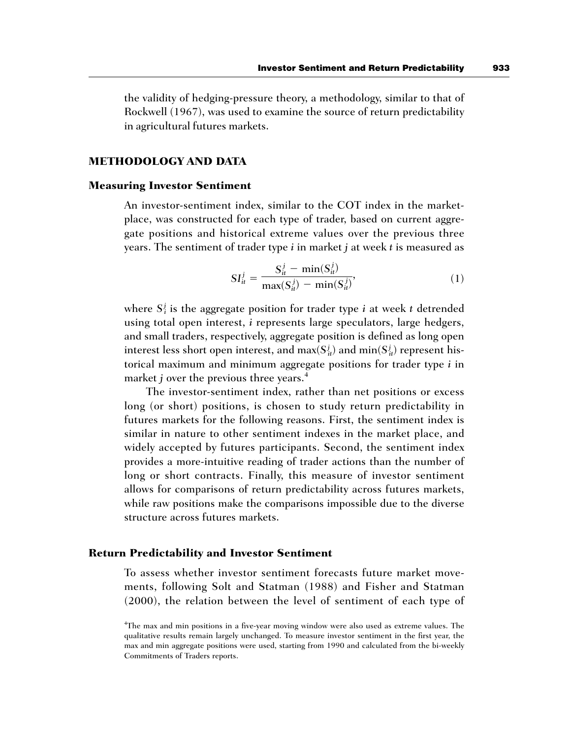the validity of hedging-pressure theory, a methodology, similar to that of Rockwell (1967), was used to examine the source of return predictability in agricultural futures markets.

## METHODOLOGY AND DATA

### Measuring Investor Sentiment

An investor-sentiment index, similar to the COT index in the marketplace, was constructed for each type of trader, based on current aggregate positions and historical extreme values over the previous three years. The sentiment of trader type $i$ in market $j$ at week $t$ is measured as

$$SI_{it}^{j} = \frac{S_{it}^{j} - \min(S_{it}^{j})}{\max(S_{it}^{j}) - \min(S_{it}^{j})}, \tag{1}$$

where $S_{i}^{j}$ is the aggregate position for trader type $i$ at week $t$ detrended using total open interest, $i$ represents large speculators, large hedgers, and small traders, respectively, aggregate position is defined as long open interest less short open interest, and $\max(S_{it}^{j})$ and $\min(S_{it}^{j})$ represent historical maximum and minimum aggregate positions for trader type $i$ in market $j$ over the previous three years.[4]

The investor-sentiment index, rather than net positions or excess long (or short) positions, is chosen to study return predictability in futures markets for the following reasons. First, the sentiment index is similar in nature to other sentiment indexes in the market place, and widely accepted by futures participants. Second, the sentiment index provides a more-intuitive reading of trader actions than the number of long or short contracts. Finally, this measure of investor sentiment allows for comparisons of return predictability across futures markets, while raw positions make the comparisons impossible due to the diverse structure across futures markets.

### Return Predictability and Investor Sentiment

To assess whether investor sentiment forecasts future market movements, following Solt and Statman (1988) and Fisher and Statman (2000), the relation between the level of sentiment of each type of

[4]The max and min positions in a five-year moving window were also used as extreme values. The qualitative results remain largely unchanged. To measure investor sentiment in the first year, the max and min aggregate positions were used, starting from 1990 and calculated from the bi-weekly Commitments of Traders reports.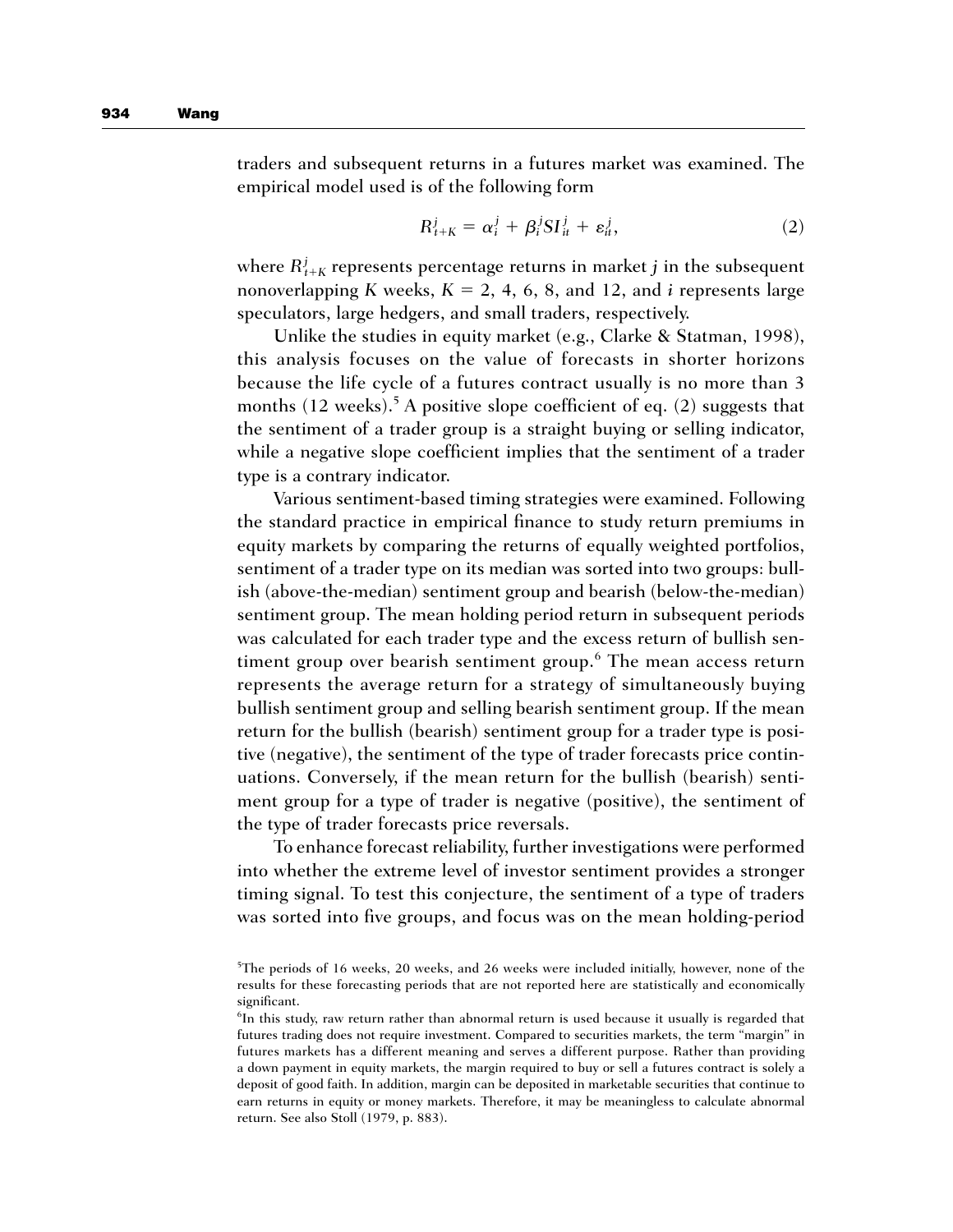traders and subsequent returns in a futures market was examined. The empirical model used is of the following form

$$R_{t+K}^{j} = \alpha_{i}^{j} + \beta_{i}^{j} SI_{it}^{j} + \varepsilon_{it}^{j}, \tag{2}$$

where $R_{t+K}^{j}$ represents percentage returns in market $j$ in the subsequent nonoverlapping $K$ weeks, $K = 2, 4, 6, 8$, and 12, and $i$ represents large speculators, large hedgers, and small traders, respectively.

Unlike the studies in equity market (e.g., Clarke & Statman, 1998), this analysis focuses on the value of forecasts in shorter horizons because the life cycle of a futures contract usually is no more than 3 months (12 weeks).[5] A positive slope coefficient of eq. (2) suggests that the sentiment of a trader group is a straight buying or selling indicator, while a negative slope coefficient implies that the sentiment of a trader type is a contrary indicator.

Various sentiment-based timing strategies were examined. Following the standard practice in empirical finance to study return premiums in equity markets by comparing the returns of equally weighted portfolios, sentiment of a trader type on its median was sorted into two groups: bullish (above-the-median) sentiment group and bearish (below-the-median) sentiment group. The mean holding period return in subsequent periods was calculated for each trader type and the excess return of bullish sentiment group over bearish sentiment group.[6] The mean access return represents the average return for a strategy of simultaneously buying bullish sentiment group and selling bearish sentiment group. If the mean return for the bullish (bearish) sentiment group for a trader type is positive (negative), the sentiment of the type of trader forecasts price continuations. Conversely, if the mean return for the bullish (bearish) sentiment group for a type of trader is negative (positive), the sentiment of the type of trader forecasts price reversals.

To enhance forecast reliability, further investigations were performed into whether the extreme level of investor sentiment provides a stronger timing signal. To test this conjecture, the sentiment of a type of traders was sorted into five groups, and focus was on the mean holding-period

[5]The periods of 16 weeks, 20 weeks, and 26 weeks were included initially, however, none of the results for these forecasting periods that are not reported here are statistically and economically significant.

[6]In this study, raw return rather than abnormal return is used because it usually is regarded that futures trading does not require investment. Compared to securities markets, the term "margin" in futures markets has a different meaning and serves a different purpose. Rather than providing a down payment in equity markets, the margin required to buy or sell a futures contract is solely a deposit of good faith. In addition, margin can be deposited in marketable securities that continue to earn returns in equity or money markets. Therefore, it may be meaningless to calculate abnormal return. See also Stoll (1979, p. 883).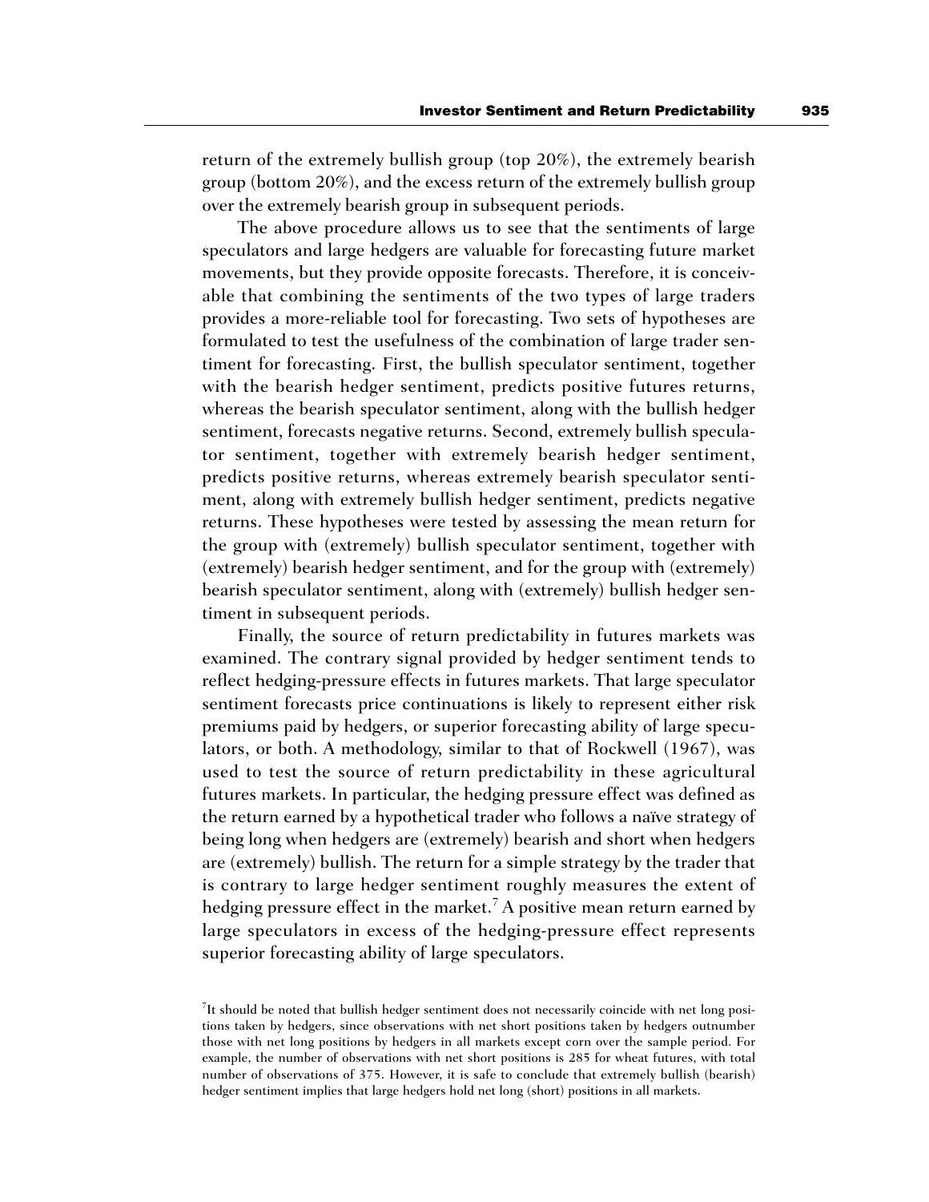return of the extremely bullish group (top 20%), the extremely bearish group (bottom 20%), and the excess return of the extremely bullish group over the extremely bearish group in subsequent periods.

The above procedure allows us to see that the sentiments of large speculators and large hedgers are valuable for forecasting future market movements, but they provide opposite forecasts. Therefore, it is conceivable that combining the sentiments of the two types of large traders provides a more-reliable tool for forecasting. Two sets of hypotheses are formulated to test the usefulness of the combination of large trader sentiment for forecasting. First, the bullish speculator sentiment, together with the bearish hedger sentiment, predicts positive futures returns, whereas the bearish speculator sentiment, along with the bullish hedger sentiment, forecasts negative returns. Second, extremely bullish speculator sentiment, together with extremely bearish hedger sentiment, predicts positive returns, whereas extremely bearish speculator sentiment, along with extremely bullish hedger sentiment, predicts negative returns. These hypotheses were tested by assessing the mean return for the group with (extremely) bullish speculator sentiment, together with (extremely) bearish hedger sentiment, and for the group with (extremely) bearish speculator sentiment, along with (extremely) bullish hedger sentiment in subsequent periods.

Finally, the source of return predictability in futures markets was examined. The contrary signal provided by hedger sentiment tends to reflect hedging-pressure effects in futures markets. That large speculator sentiment forecasts price continuations is likely to represent either risk premiums paid by hedgers, or superior forecasting ability of large speculators, or both. A methodology, similar to that of Rockwell (1967), was used to test the source of return predictability in these agricultural futures markets. In particular, the hedging pressure effect was defined as the return earned by a hypothetical trader who follows a naïve strategy of being long when hedgers are (extremely) bearish and short when hedgers are (extremely) bullish. The return for a simple strategy by the trader that is contrary to large hedger sentiment roughly measures the extent of hedging pressure effect in the market.[7] A positive mean return earned by large speculators in excess of the hedging-pressure effect represents superior forecasting ability of large speculators.

[7]It should be noted that bullish hedger sentiment does not necessarily coincide with net long positions taken by hedgers, since observations with net short positions taken by hedgers outnumber those with net long positions by hedgers in all markets except corn over the sample period. For example, the number of observations with net short positions is 285 for wheat futures, with total number of observations of 375. However, it is safe to conclude that extremely bullish (bearish) hedger sentiment implies that large hedgers hold net long (short) positions in all markets.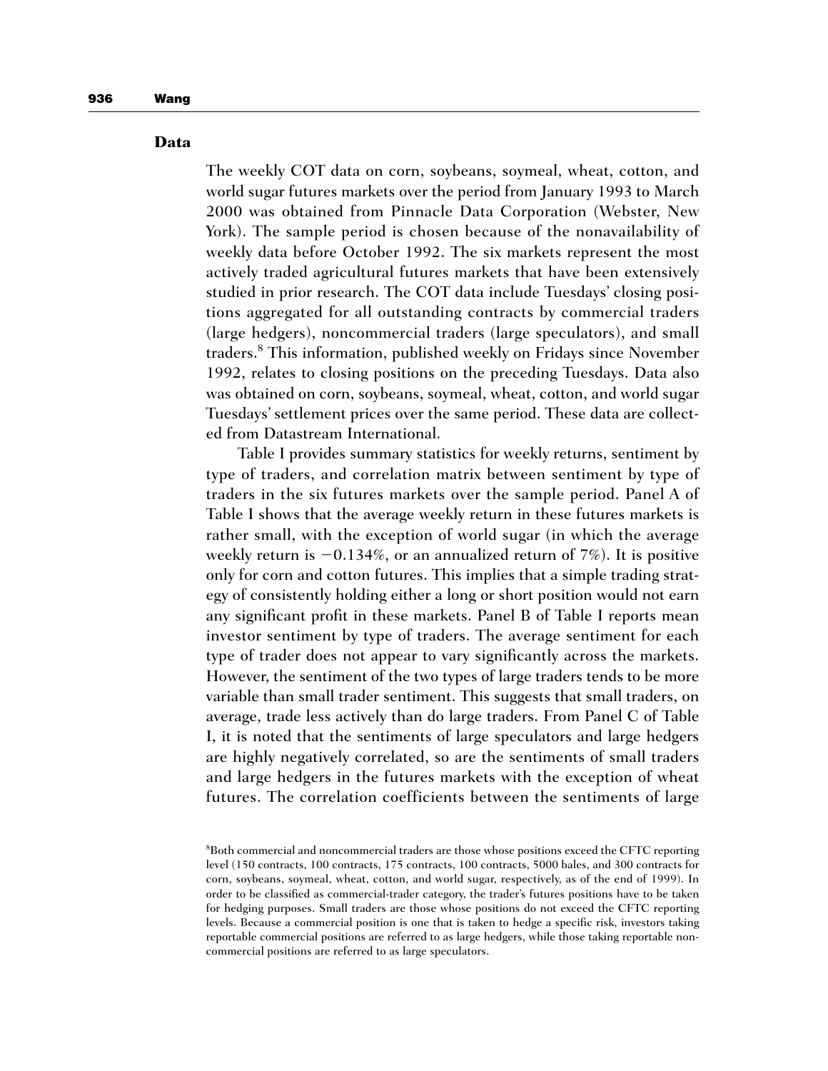## Data

The weekly COT data on corn, soybeans, soymeal, wheat, cotton, and world sugar futures markets over the period from January 1993 to March 2000 was obtained from Pinnacle Data Corporation (Webster, New York). The sample period is chosen because of the nonavailability of weekly data before October 1992. The six markets represent the most actively traded agricultural futures markets that have been extensively studied in prior research. The COT data include Tuesdays' closing positions aggregated for all outstanding contracts by commercial traders (large hedgers), noncommercial traders (large speculators), and small traders.[8] This information, published weekly on Fridays since November 1992, relates to closing positions on the preceding Tuesdays. Data also was obtained on corn, soybeans, soymeal, wheat, cotton, and world sugar Tuesdays' settlement prices over the same period. These data are collected from Datastream International.

Table I provides summary statistics for weekly returns, sentiment by type of traders, and correlation matrix between sentiment by type of traders in the six futures markets over the sample period. Panel A of Table I shows that the average weekly return in these futures markets is rather small, with the exception of world sugar (in which the average weekly return is −0.134%, or an annualized return of 7%). It is positive only for corn and cotton futures. This implies that a simple trading strategy of consistently holding either a long or short position would not earn any significant profit in these markets. Panel B of Table I reports mean investor sentiment by type of traders. The average sentiment for each type of trader does not appear to vary significantly across the markets. However, the sentiment of the two types of large traders tends to be more variable than small trader sentiment. This suggests that small traders, on average, trade less actively than do large traders. From Panel C of Table I, it is noted that the sentiments of large speculators and large hedgers are highly negatively correlated, so are the sentiments of small traders and large hedgers in the futures markets with the exception of wheat futures. The correlation coefficients between the sentiments of large

[8]Both commercial and noncommercial traders are those whose positions exceed the CFTC reporting level (150 contracts, 100 contracts, 175 contracts, 100 contracts, 5000 bales, and 300 contracts for corn, soybeans, soymeal, wheat, cotton, and world sugar, respectively, as of the end of 1999). In order to be classified as commercial-trader category, the trader's futures positions have to be taken for hedging purposes. Small traders are those whose positions do not exceed the CFTC reporting levels. Because a commercial position is one that is taken to hedge a specific risk, investors taking reportable commercial positions are referred to as large hedgers, while those taking reportable noncommercial positions are referred to as large speculators.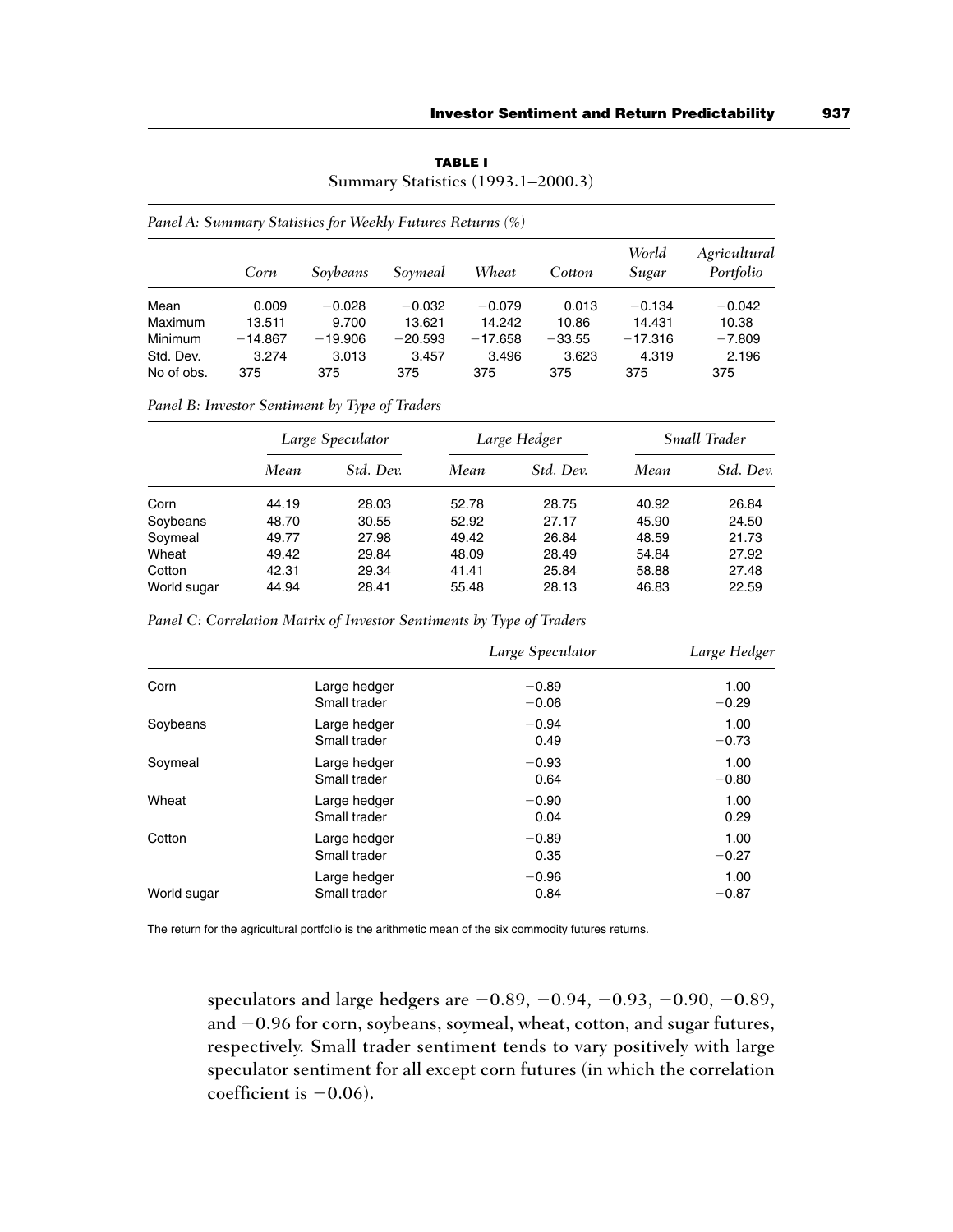**TABLE I**

Summary Statistics (1993.1–2000.3)

*Panel A: Summary Statistics for Weekly Futures Returns (%)*

| | *Corn* | *Soybeans* | *Soymeal* | *Wheat* | *Cotton* | *World Sugar* | *Agricultural Portfolio* |
|---|---|---|---|---|---|---|---|
| Mean | 0.009 | −0.028 | −0.032 | −0.079 | 0.013 | −0.134 | −0.042 |
| Maximum | 13.511 | 9.700 | 13.621 | 14.242 | 10.86 | 14.431 | 10.38 |
| Minimum | −14.867 | −19.906 | −20.593 | −17.658 | −33.55 | −17.316 | −7.809 |
| Std. Dev. | 3.274 | 3.013 | 3.457 | 3.496 | 3.623 | 4.319 | 2.196 |
| No of obs. | 375 | 375 | 375 | 375 | 375 | 375 | 375 |

*Panel B: Investor Sentiment by Type of Traders*

| | *Large Speculator* | | *Large Hedger* | | *Small Trader* | |
|---|---|---|---|---|---|---|
| | *Mean* | *Std. Dev.* | *Mean* | *Std. Dev.* | *Mean* | *Std. Dev.* |
| Corn | 44.19 | 28.03 | 52.78 | 28.75 | 40.92 | 26.84 |
| Soybeans | 48.70 | 30.55 | 52.92 | 27.17 | 45.90 | 24.50 |
| Soymeal | 49.77 | 27.98 | 49.42 | 26.84 | 48.59 | 21.73 |
| Wheat | 49.42 | 29.84 | 48.09 | 28.49 | 54.84 | 27.92 |
| Cotton | 42.31 | 29.34 | 41.41 | 25.84 | 58.88 | 27.48 |
| World sugar | 44.94 | 28.41 | 55.48 | 28.13 | 46.83 | 22.59 |

*Panel C: Correlation Matrix of Investor Sentiments by Type of Traders*

| | | *Large Speculator* | *Large Hedger* |
|---|---|---|---|
| Corn | Large hedger | −0.89 | 1.00 |
| | Small trader | −0.06 | −0.29 |
| Soybeans | Large hedger | −0.94 | 1.00 |
| | Small trader | 0.49 | −0.73 |
| Soymeal | Large hedger | −0.93 | 1.00 |
| | Small trader | 0.64 | −0.80 |
| Wheat | Large hedger | −0.90 | 1.00 |
| | Small trader | 0.04 | 0.29 |
| Cotton | Large hedger | −0.89 | 1.00 |
| | Small trader | 0.35 | −0.27 |
| World sugar | Large hedger | −0.96 | 1.00 |
| | Small trader | 0.84 | −0.87 |

The return for the agricultural portfolio is the arithmetic mean of the six commodity futures returns.

speculators and large hedgers are −0.89, −0.94, −0.93, −0.90, −0.89, and −0.96 for corn, soybeans, soymeal, wheat, cotton, and sugar futures, respectively. Small trader sentiment tends to vary positively with large speculator sentiment for all except corn futures (in which the correlation coefficient is −0.06).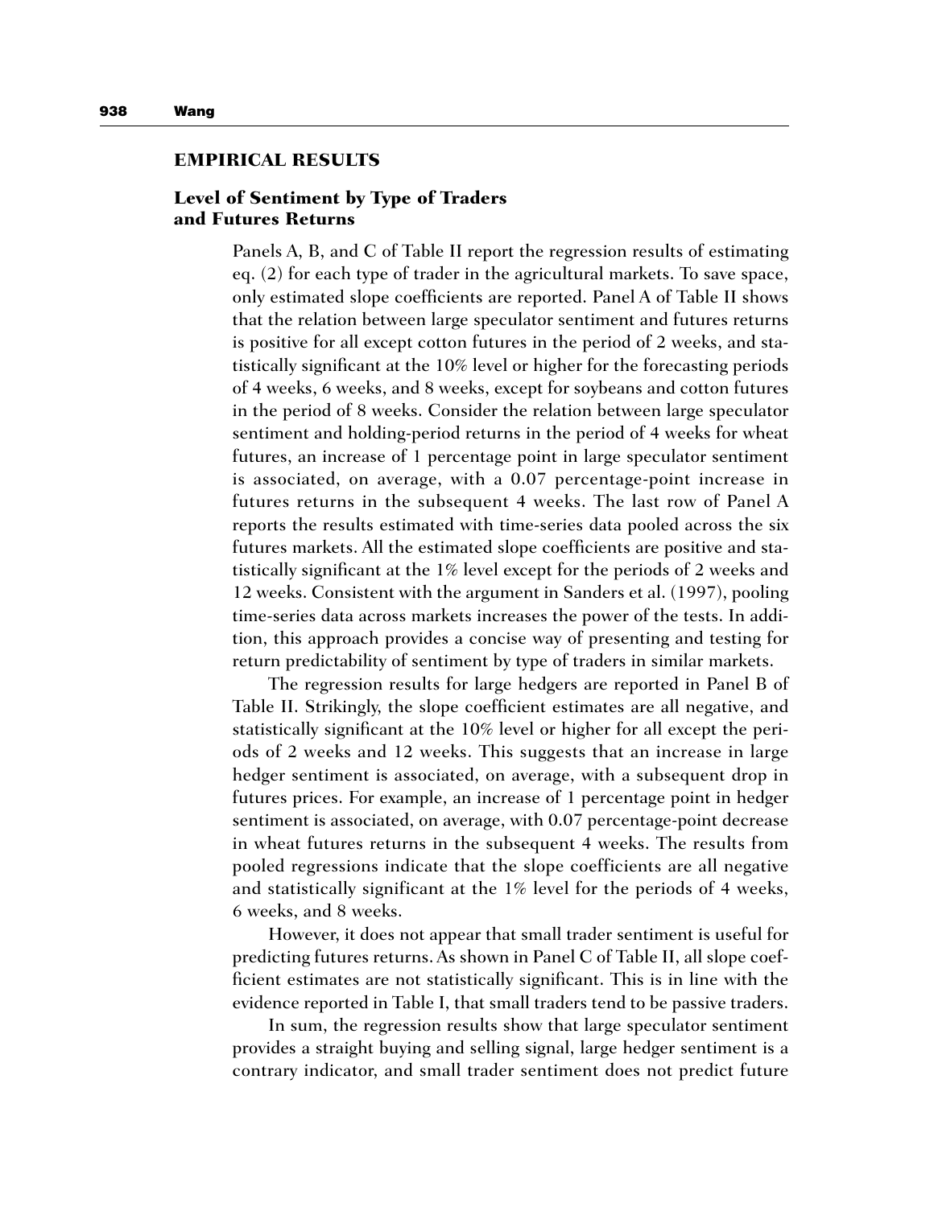## EMPIRICAL RESULTS

### Level of Sentiment by Type of Traders and Futures Returns

Panels A, B, and C of Table II report the regression results of estimating eq. (2) for each type of trader in the agricultural markets. To save space, only estimated slope coefficients are reported. Panel A of Table II shows that the relation between large speculator sentiment and futures returns is positive for all except cotton futures in the period of 2 weeks, and statistically significant at the 10% level or higher for the forecasting periods of 4 weeks, 6 weeks, and 8 weeks, except for soybeans and cotton futures in the period of 8 weeks. Consider the relation between large speculator sentiment and holding-period returns in the period of 4 weeks for wheat futures, an increase of 1 percentage point in large speculator sentiment is associated, on average, with a 0.07 percentage-point increase in futures returns in the subsequent 4 weeks. The last row of Panel A reports the results estimated with time-series data pooled across the six futures markets. All the estimated slope coefficients are positive and statistically significant at the 1% level except for the periods of 2 weeks and 12 weeks. Consistent with the argument in Sanders et al. (1997), pooling time-series data across markets increases the power of the tests. In addition, this approach provides a concise way of presenting and testing for return predictability of sentiment by type of traders in similar markets.

The regression results for large hedgers are reported in Panel B of Table II. Strikingly, the slope coefficient estimates are all negative, and statistically significant at the 10% level or higher for all except the periods of 2 weeks and 12 weeks. This suggests that an increase in large hedger sentiment is associated, on average, with a subsequent drop in futures prices. For example, an increase of 1 percentage point in hedger sentiment is associated, on average, with 0.07 percentage-point decrease in wheat futures returns in the subsequent 4 weeks. The results from pooled regressions indicate that the slope coefficients are all negative and statistically significant at the 1% level for the periods of 4 weeks, 6 weeks, and 8 weeks.

However, it does not appear that small trader sentiment is useful for predicting futures returns. As shown in Panel C of Table II, all slope coefficient estimates are not statistically significant. This is in line with the evidence reported in Table I, that small traders tend to be passive traders.

In sum, the regression results show that large speculator sentiment provides a straight buying and selling signal, large hedger sentiment is a contrary indicator, and small trader sentiment does not predict future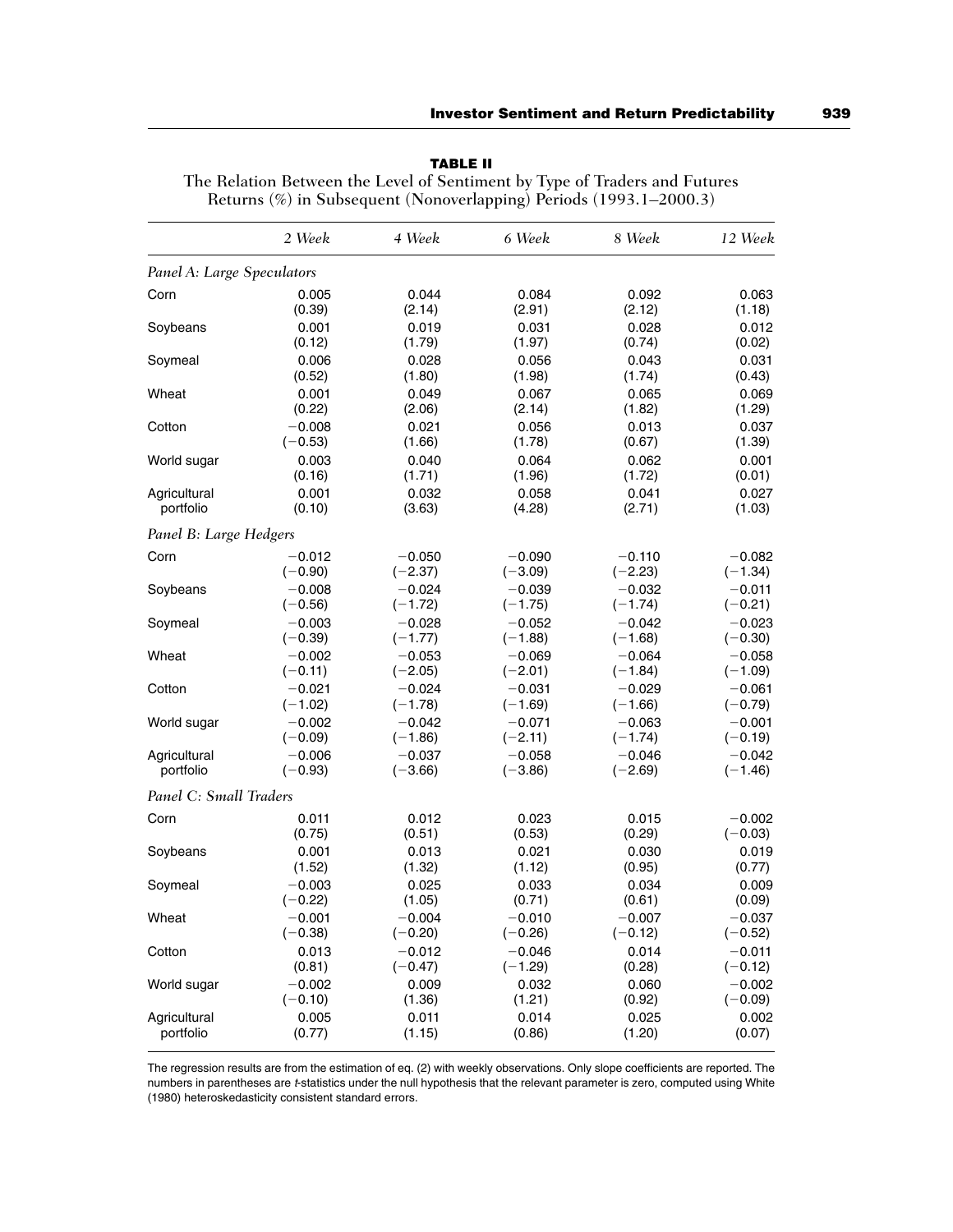**TABLE II**

The Relation Between the Level of Sentiment by Type of Traders and Futures Returns (%) in Subsequent (Nonoverlapping) Periods (1993.1–2000.3)

| | 2 Week | 4 Week | 6 Week | 8 Week | 12 Week |
|---|---|---|---|---|---|
| *Panel A: Large Speculators* | | | | | |
| Corn | 0.005 | 0.044 | 0.084 | 0.092 | 0.063 |
| | (0.39) | (2.14) | (2.91) | (2.12) | (1.18) |
| Soybeans | 0.001 | 0.019 | 0.031 | 0.028 | 0.012 |
| | (0.12) | (1.79) | (1.97) | (0.74) | (0.02) |
| Soymeal | 0.006 | 0.028 | 0.056 | 0.043 | 0.031 |
| | (0.52) | (1.80) | (1.98) | (1.74) | (0.43) |
| Wheat | 0.001 | 0.049 | 0.067 | 0.065 | 0.069 |
| | (0.22) | (2.06) | (2.14) | (1.82) | (1.29) |
| Cotton | −0.008 | 0.021 | 0.056 | 0.013 | 0.037 |
| | (−0.53) | (1.66) | (1.78) | (0.67) | (1.39) |
| World sugar | 0.003 | 0.040 | 0.064 | 0.062 | 0.001 |
| | (0.16) | (1.71) | (1.96) | (1.72) | (0.01) |
| Agricultural portfolio | 0.001 | 0.032 | 0.058 | 0.041 | 0.027 |
| | (0.10) | (3.63) | (4.28) | (2.71) | (1.03) |
| *Panel B: Large Hedgers* | | | | | |
| Corn | −0.012 | −0.050 | −0.090 | −0.110 | −0.082 |
| | (−0.90) | (−2.37) | (−3.09) | (−2.23) | (−1.34) |
| Soybeans | −0.008 | −0.024 | −0.039 | −0.032 | −0.011 |
| | (−0.56) | (−1.72) | (−1.75) | (−1.74) | (−0.21) |
| Soymeal | −0.003 | −0.028 | −0.052 | −0.042 | −0.023 |
| | (−0.39) | (−1.77) | (−1.88) | (−1.68) | (−0.30) |
| Wheat | −0.002 | −0.053 | −0.069 | −0.064 | −0.058 |
| | (−0.11) | (−2.05) | (−2.01) | (−1.84) | (−1.09) |
| Cotton | −0.021 | −0.024 | −0.031 | −0.029 | −0.061 |
| | (−1.02) | (−1.78) | (−1.69) | (−1.66) | (−0.79) |
| World sugar | −0.002 | −0.042 | −0.071 | −0.063 | −0.001 |
| | (−0.09) | (−1.86) | (−2.11) | (−1.74) | (−0.19) |
| Agricultural portfolio | −0.006 | −0.037 | −0.058 | −0.046 | −0.042 |
| | (−0.93) | (−3.66) | (−3.86) | (−2.69) | (−1.46) |
| *Panel C: Small Traders* | | | | | |
| Corn | 0.011 | 0.012 | 0.023 | 0.015 | −0.002 |
| | (0.75) | (0.51) | (0.53) | (0.29) | (−0.03) |
| Soybeans | 0.001 | 0.013 | 0.021 | 0.030 | 0.019 |
| | (1.52) | (1.32) | (1.12) | (0.95) | (0.77) |
| Soymeal | −0.003 | 0.025 | 0.033 | 0.034 | 0.009 |
| | (−0.22) | (1.05) | (0.71) | (0.61) | (0.09) |
| Wheat | −0.001 | −0.004 | −0.010 | −0.007 | −0.037 |
| | (−0.38) | (−0.20) | (−0.26) | (−0.12) | (−0.52) |
| Cotton | 0.013 | −0.012 | −0.046 | 0.014 | −0.011 |
| | (0.81) | (−0.47) | (−1.29) | (0.28) | (−0.12) |
| World sugar | −0.002 | 0.009 | 0.032 | 0.060 | −0.002 |
| | (−0.10) | (1.36) | (1.21) | (0.92) | (−0.09) |
| Agricultural portfolio | 0.005 | 0.011 | 0.014 | 0.025 | 0.002 |
| | (0.77) | (1.15) | (0.86) | (1.20) | (0.07) |

The regression results are from the estimation of eq. (2) with weekly observations. Only slope coefficients are reported. The numbers in parentheses are *t*-statistics under the null hypothesis that the relevant parameter is zero, computed using White (1980) heteroskedasticity consistent standard errors.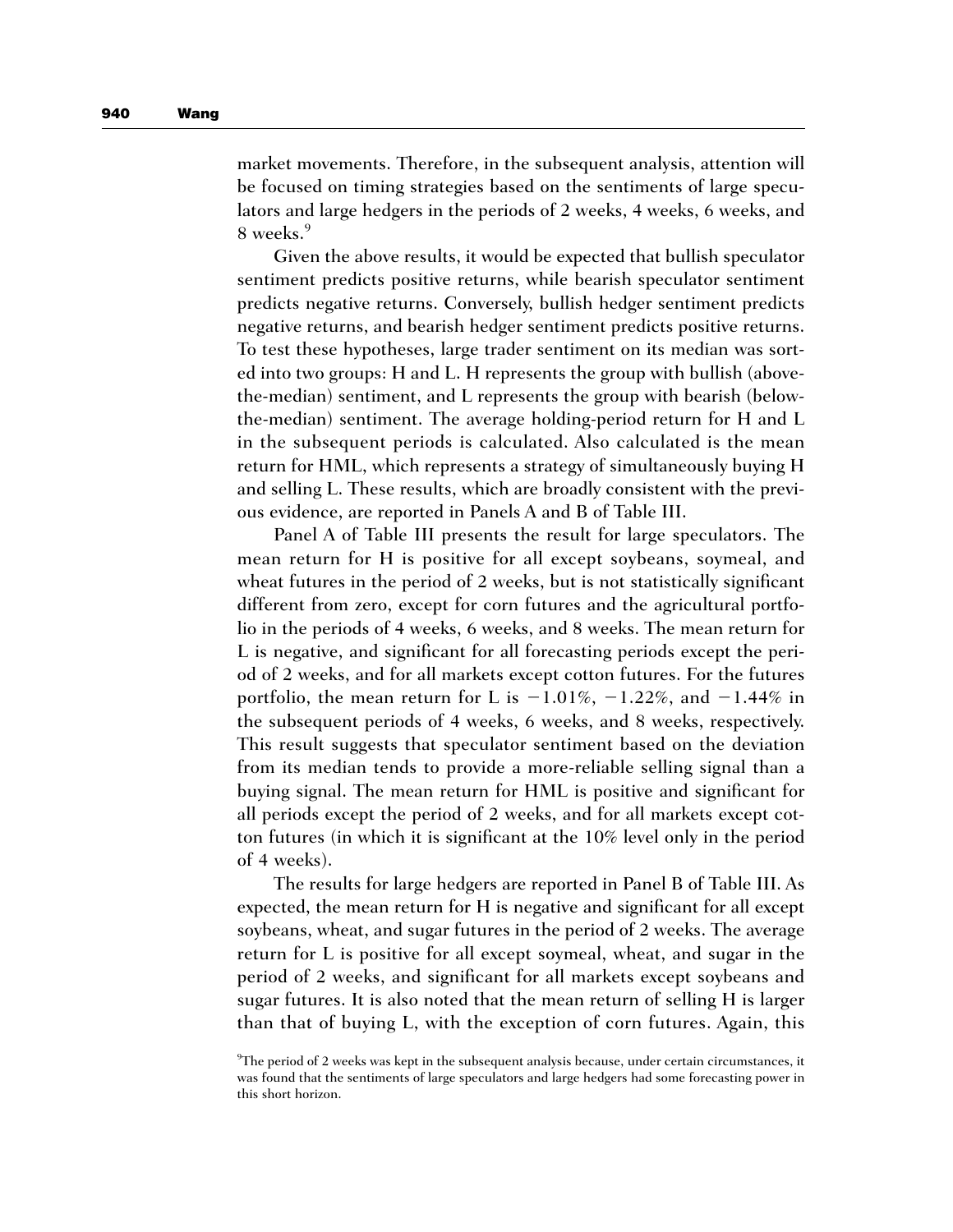market movements. Therefore, in the subsequent analysis, attention will be focused on timing strategies based on the sentiments of large speculators and large hedgers in the periods of 2 weeks, 4 weeks, 6 weeks, and 8 weeks.[9]

Given the above results, it would be expected that bullish speculator sentiment predicts positive returns, while bearish speculator sentiment predicts negative returns. Conversely, bullish hedger sentiment predicts negative returns, and bearish hedger sentiment predicts positive returns. To test these hypotheses, large trader sentiment on its median was sorted into two groups: H and L. H represents the group with bullish (above-the-median) sentiment, and L represents the group with bearish (below-the-median) sentiment. The average holding-period return for H and L in the subsequent periods is calculated. Also calculated is the mean return for HML, which represents a strategy of simultaneously buying H and selling L. These results, which are broadly consistent with the previous evidence, are reported in Panels A and B of Table III.

Panel A of Table III presents the result for large speculators. The mean return for H is positive for all except soybeans, soymeal, and wheat futures in the period of 2 weeks, but is not statistically significant different from zero, except for corn futures and the agricultural portfolio in the periods of 4 weeks, 6 weeks, and 8 weeks. The mean return for L is negative, and significant for all forecasting periods except the period of 2 weeks, and for all markets except cotton futures. For the futures portfolio, the mean return for L is −1.01%, −1.22%, and −1.44% in the subsequent periods of 4 weeks, 6 weeks, and 8 weeks, respectively. This result suggests that speculator sentiment based on the deviation from its median tends to provide a more-reliable selling signal than a buying signal. The mean return for HML is positive and significant for all periods except the period of 2 weeks, and for all markets except cotton futures (in which it is significant at the 10% level only in the period of 4 weeks).

The results for large hedgers are reported in Panel B of Table III. As expected, the mean return for H is negative and significant for all except soybeans, wheat, and sugar futures in the period of 2 weeks. The average return for L is positive for all except soymeal, wheat, and sugar in the period of 2 weeks, and significant for all markets except soybeans and sugar futures. It is also noted that the mean return of selling H is larger than that of buying L, with the exception of corn futures. Again, this

[9] The period of 2 weeks was kept in the subsequent analysis because, under certain circumstances, it was found that the sentiments of large speculators and large hedgers had some forecasting power in this short horizon.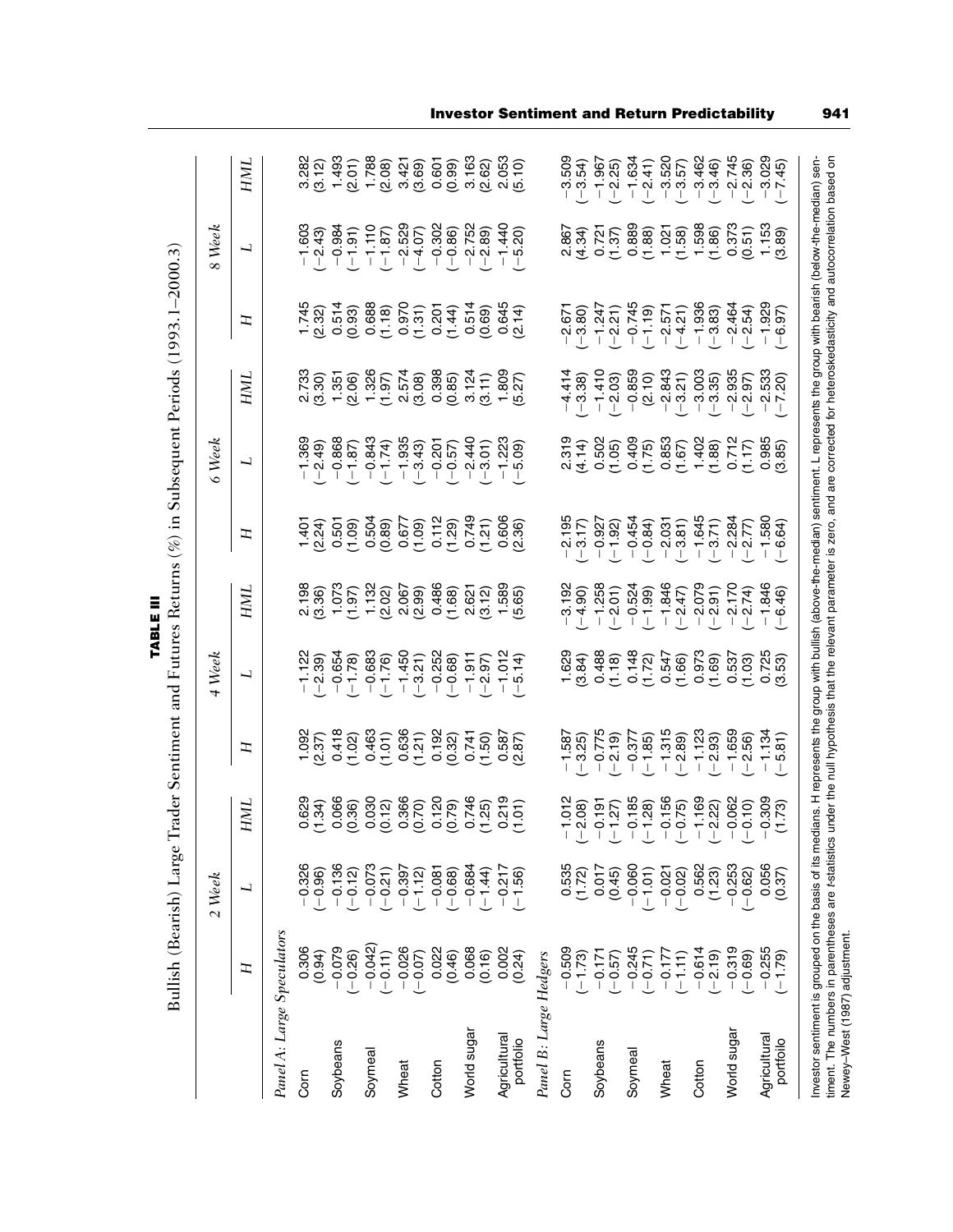**TABLE III**

Bullish (Bearish) Large Trader Sentiment and Futures Returns (%) in Subsequent Periods (1993.1–2000.3)

| | 2 Week | | | 4 Week | | | 6 Week | | | 8 Week | | |
|---|---|---|---|---|---|---|---|---|---|---|---|---|
| | *H* | *L* | *HML* | *H* | *L* | *HML* | *H* | *L* | *HML* | *H* | *L* | *HML* |
| *Panel A: Large Speculators* | | | | | | | | | | | | |
| Corn | 0.306 | −0.326 | 0.629 | 1.092 | −1.122 | 2.198 | 1.401 | −1.369 | 2.733 | 1.745 | −1.603 | 3.282 |
| | (0.94) | (−0.96) | (1.34) | (2.37) | (−2.39) | (3.36) | (2.24) | (−2.49) | (3.30) | (2.32) | (−2.43) | (3.12) |
| Soybeans | −0.079 | −0.136 | 0.066 | 0.418 | −0.654 | 1.073 | 0.501 | −0.868 | 1.351 | 0.514 | −0.984 | 1.493 |
| | (−0.26) | (−0.12) | (0.36) | (1.02) | (−1.78) | (1.97) | (1.09) | (−1.87) | (2.06) | (0.93) | (−1.91) | (2.01) |
| Soymeal | −0.042) | −0.073 | 0.030 | 0.463 | −0.683 | 1.132 | 0.504 | −0.843 | 1.326 | 0.688 | −1.110 | 1.788 |
| | (−0.11) | (−0.21) | (0.12) | (1.01) | (−1.76) | (2.02) | (0.89) | (−1.74) | (1.97) | (1.18) | (−1.87) | (2.08) |
| Wheat | −0.026 | −0.397 | 0.366 | 0.636 | −1.450 | 2.067 | 0.677 | −1.935 | 2.574 | 0.970 | −2.529 | 3.421 |
| | (−0.07) | (−1.12) | (0.70) | (1.21) | (−3.21) | (2.99) | (1.09) | (−3.43) | (3.08) | (1.31) | (−4.07) | (3.69) |
| Cotton | 0.022 | −0.081 | 0.120 | 0.192 | −0.252 | 0.486 | 0.112 | −0.201 | 0.398 | 0.201 | −0.302 | 0.601 |
| | (0.46) | (−0.68) | (0.79) | (0.32) | (−0.68) | (1.68) | (1.29) | (−0.57) | (0.85) | (1.44) | (−0.86) | (0.99) |
| World sugar | 0.068 | −0.684 | 0.746 | 0.741 | −1.911 | 2.621 | 0.749 | −2.440 | 3.124 | 0.514 | −2.752 | 3.163 |
| | (0.16) | (−1.44) | (1.25) | (1.50) | (−2.97) | (3.12) | (1.21) | (−3.01) | (3.11) | (0.69) | (−2.89) | (2.62) |
| Agricultural portfolio | 0.002 | −0.217 | 0.219 | 0.587 | −1.012 | 1.589 | 0.606 | −1.223 | 1.809 | 0.645 | −1.440 | 2.053 |
| | (0.24) | (−1.56) | (1.01) | (2.87) | (−5.14) | (5.65) | (2.36) | (−5.09) | (5.27) | (2.14) | (−5.20) | (5.10) |
| *Panel B: Large Hedgers* | | | | | | | | | | | | |
| Corn | −0.509 | 0.535 | −1.012 | −1.587 | 1.629 | −3.192 | −2.195 | 2.319 | −4.414 | −2.671 | 2.867 | −3.509 |
| | (−1.73) | (1.72) | (−2.08) | (−3.25) | (3.84) | (−4.90) | (−3.17) | (4.14) | (−3.38) | (−3.80) | (4.34) | (−3.54) |
| Soybeans | −0.171 | 0.017 | −0.191 | −0.775 | 0.488 | −1.258 | −0.927 | 0.502 | −1.410 | −1.247 | 0.721 | −1.967 |
| | (−0.57) | (0.45) | (−1.27) | (−2.19) | (1.18) | (−2.01) | (−1.92) | (1.05) | (−2.03) | (−2.21) | (1.37) | (−2.25) |
| Soymeal | −0.245 | −0.060 | −0.185 | −0.377 | 0.148 | −0.524 | −0.454 | 0.409 | −0.859 | −0.745 | 0.889 | −1.634 |
| | (−0.71) | (−1.01) | (−1.28) | (−1.85) | (1.72) | (−1.99) | (−0.84) | (1.75) | (2.10) | (−1.19) | (1.88) | (−2.41) |
| Wheat | −0.177 | −0.021 | −0.156 | −1.315 | 0.547 | −1.846 | −2.031 | 0.853 | −2.843 | −2.571 | 1.021 | −3.520 |
| | (−1.11) | (−0.02) | (−0.75) | (−2.89) | (1.66) | (−2.47) | (−3.81) | (1.67) | (−3.21) | (−4.21) | (1.58) | (−3.57) |
| Cotton | −0.614 | 0.562 | −1.169 | −1.123 | 0.973 | −2.079 | −1.645 | 1.402 | −3.003 | −1.936 | 1.598 | −3.462 |
| | (−2.19) | (1.23) | (−2.22) | (−2.93) | (1.69) | (−2.91) | (−3.71) | (1.88) | (−3.35) | (−3.83) | (1.86) | (−3.46) |
| World sugar | −0.319 | −0.253 | −0.062 | −1.659 | 0.537 | −2.170 | −2.284 | 0.712 | −2.935 | −2.464 | 0.373 | −2.745 |
| | (−0.69) | (−0.62) | (−0.10) | (−2.56) | (1.03) | (−2.74) | (−2.77) | (1.17) | (−2.97) | (−2.54) | (0.51) | (−2.36) |
| Agricultural portfolio | −0.255 | 0.056 | −0.309 | −1.134 | 0.725 | −1.846 | −1.580 | 0.985 | −2.533 | −1.929 | 1.153 | −3.029 |
| | (−1.79) | (0.37) | (1.73) | (−5.81) | (3.53) | (−6.46) | (−6.64) | (3.85) | (−7.20) | (−6.97) | (3.89) | (−7.45) |

Investor sentiment is grouped on the basis of its medians. H represents the group with bullish (above-the-median) sentiment. L represents the group with bearish (below-the-median) sentiment. The numbers in parentheses are *t*-statistics under the null hypothesis that the relevant parameter is zero, and are corrected for heteroskedasticity and autocorrelation based on Newey–West (1987) adjustment.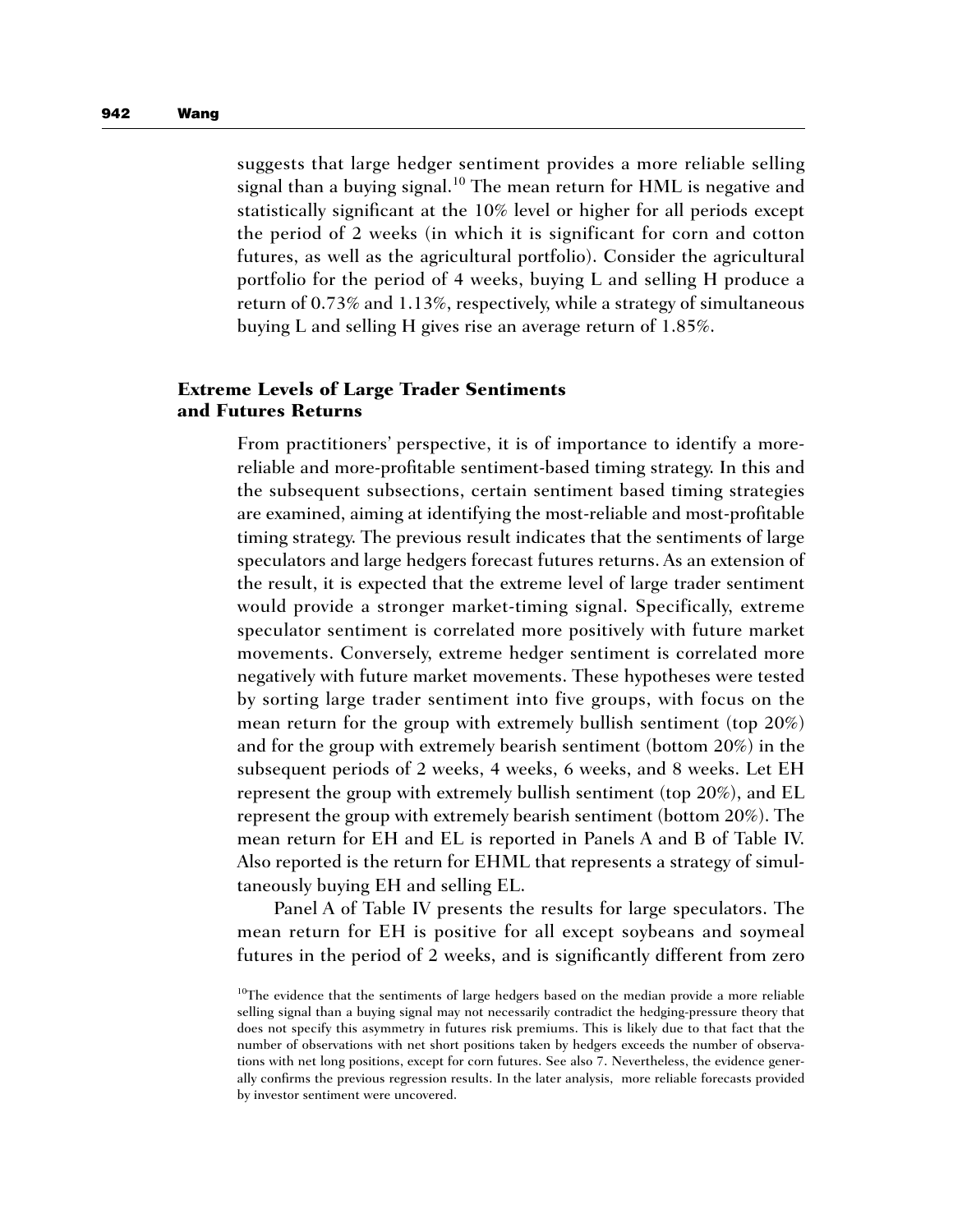suggests that large hedger sentiment provides a more reliable selling signal than a buying signal.[10] The mean return for HML is negative and statistically significant at the 10% level or higher for all periods except the period of 2 weeks (in which it is significant for corn and cotton futures, as well as the agricultural portfolio). Consider the agricultural portfolio for the period of 4 weeks, buying L and selling H produce a return of 0.73% and 1.13%, respectively, while a strategy of simultaneous buying L and selling H gives rise an average return of 1.85%.

### Extreme Levels of Large Trader Sentiments and Futures Returns

From practitioners' perspective, it is of importance to identify a more-reliable and more-profitable sentiment-based timing strategy. In this and the subsequent subsections, certain sentiment based timing strategies are examined, aiming at identifying the most-reliable and most-profitable timing strategy. The previous result indicates that the sentiments of large speculators and large hedgers forecast futures returns. As an extension of the result, it is expected that the extreme level of large trader sentiment would provide a stronger market-timing signal. Specifically, extreme speculator sentiment is correlated more positively with future market movements. Conversely, extreme hedger sentiment is correlated more negatively with future market movements. These hypotheses were tested by sorting large trader sentiment into five groups, with focus on the mean return for the group with extremely bullish sentiment (top 20%) and for the group with extremely bearish sentiment (bottom 20%) in the subsequent periods of 2 weeks, 4 weeks, 6 weeks, and 8 weeks. Let EH represent the group with extremely bullish sentiment (top 20%), and EL represent the group with extremely bearish sentiment (bottom 20%). The mean return for EH and EL is reported in Panels A and B of Table IV. Also reported is the return for EHML that represents a strategy of simultaneously buying EH and selling EL.

Panel A of Table IV presents the results for large speculators. The mean return for EH is positive for all except soybeans and soymeal futures in the period of 2 weeks, and is significantly different from zero

[10]The evidence that the sentiments of large hedgers based on the median provide a more reliable selling signal than a buying signal may not necessarily contradict the hedging-pressure theory that does not specify this asymmetry in futures risk premiums. This is likely due to that fact that the number of observations with net short positions taken by hedgers exceeds the number of observations with net long positions, except for corn futures. See also 7. Nevertheless, the evidence generally confirms the previous regression results. In the later analysis, more reliable forecasts provided by investor sentiment were uncovered.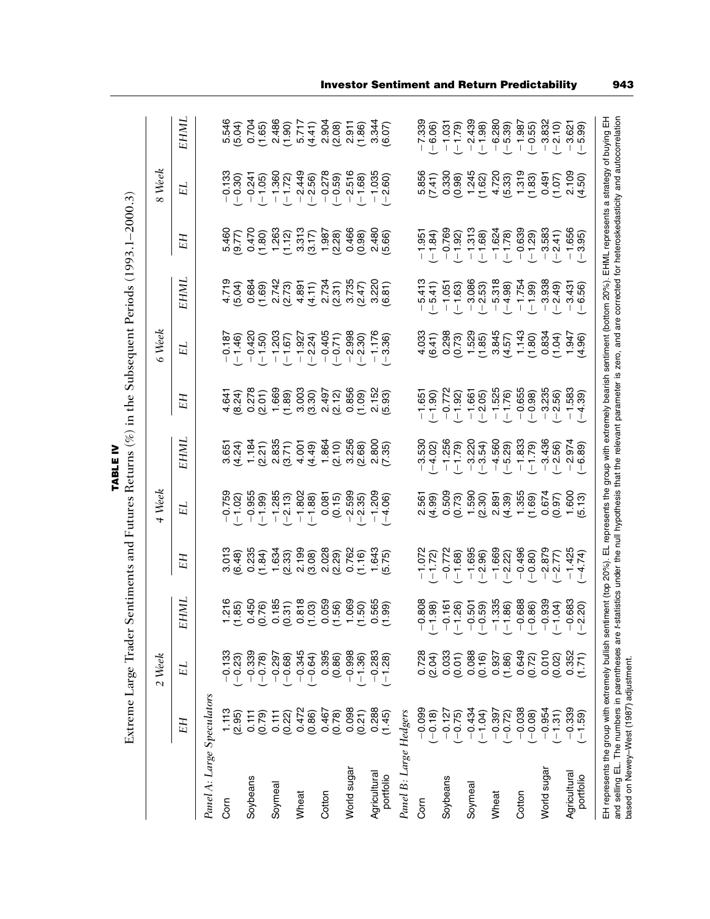**TABLE IV**

Extreme Large Trader Sentiments and Futures Returns (%) in the Subsequent Periods (1993.1–2000.3)

| | 2 Week | | | 4 Week | | | 6 Week | | | 8 Week | | |
|---|---|---|---|---|---|---|---|---|---|---|---|---|
| | *EH* | *EL* | *EHML* | *EH* | *EL* | *EHML* | *EH* | *EL* | *EHML* | *EH* | *EL* | *EHML* |
| *Panel A: Large Speculators* | | | | | | | | | | | | |
| Corn | 1.113 | −0.133 | 1.216 | 3.013 | −0.759 | 3.651 | 4.641 | −0.187 | 4.719 | 5.460 | −0.133 | 5.546 |
| | (2.95) | (−0.23) | (1.85) | (6.48) | (−1.02) | (4.24) | (8.24) | (−1.46) | (5.04) | (9.77) | (−0.30) | (5.04) |
| Soybeans | 0.111 | −0.339 | 0.450 | 0.235 | −0.955 | 1.184 | 0.278 | −0.420 | 0.684 | 0.470 | −0.241 | 0.704 |
| | (0.79) | (−0.78) | (0.76) | (1.84) | (−1.99) | (2.21) | (2.01) | (−1.50) | (1.69) | (1.80) | (−1.05) | (1.65) |
| Soymeal | 0.111 | −0.297 | 0.185 | 1.634 | −1.285 | 2.835 | 1.669 | −1.203 | 2.742 | 1.263 | −1.360 | 2.486 |
| | (0.22) | (−0.68) | (0.31) | (2.33) | (−2.13) | (3.71) | (1.89) | (−1.67) | (2.73) | (1.12) | (−1.72) | (1.90) |
| Wheat | 0.472 | −0.345 | 0.818 | 2.199 | −1.802 | 4.001 | 3.003 | −1.927 | 4.891 | 3.313 | −2.449 | 5.717 |
| | (0.86) | (−0.64) | (1.03) | (3.08) | (−1.88) | (4.49) | (3.30) | (−2.24) | (4.11) | (3.17) | (−2.56) | (4.41) |
| Cotton | 0.467 | 0.395 | 0.059 | 2.028 | 0.081 | 1.864 | 2.497 | −0.405 | 2.734 | 1.987 | −0.278 | 2.904 |
| | (0.78) | (0.86) | (1.56) | (2.29) | (0.15) | (2.10) | (2.12) | (−0.71) | (2.31) | (2.28) | (−0.59) | (2.08) |
| World sugar | 0.098 | −0.998 | 1.069 | 0.762 | −2.599 | 3.256 | 0.856 | −2.998 | 3.735 | 0.466 | −2.516 | 2.911 |
| | (0.21) | (−1.36) | (1.50) | (1.16) | (−2.35) | (2.68) | (1.09) | (−2.30) | (2.47) | (0.98) | (−1.68) | (1.86) |
| Agricultural portfolio | 0.288 | −0.283 | 0.565 | 1.643 | −1.209 | 2.800 | 2.152 | −1.176 | 3.220 | 2.480 | −1.035 | 3.344 |
| | (1.45) | (−1.28) | (1.99) | (5.75) | (−4.06) | (7.35) | (5.93) | (−3.36) | (6.81) | (5.66) | (−2.60) | (6.07) |
| *Panel B: Large Hedgers* | | | | | | | | | | | | |
| Corn | −0.099 | 0.728 | −0.808 | −1.072 | 2.561 | −3.530 | −1.651 | 4.033 | −5.413 | −1.951 | 5.856 | −7.339 |
| | (−0.18) | (2.04) | (−1.98) | (−1.72) | (4.99) | (−4.02) | (−1.90) | (6.41) | (−5.41) | (−1.84) | (7.41) | (−6.06) |
| Soybeans | −0.127 | 0.033 | −0.161 | −0.772 | 0.509 | −1.256 | −0.772 | 0.298 | −1.051 | −0.769 | 0.330 | −1.031 |
| | (−0.75) | (0.01) | (−1.26) | (−1.68) | (0.73) | (−1.79) | (−1.92) | (0.73) | (−1.63) | (−1.92) | (0.98) | (−1.79) |
| Soymeal | −0.434 | 0.088 | −0.501 | −1.695 | 1.590 | −3.220 | −1.661 | 1.529 | −3.086 | −1.313 | 1.245 | −2.439 |
| | (−1.04) | (0.16) | (−0.59) | (−2.96) | (2.30) | (−3.54) | (−2.05) | (1.85) | (−2.53) | (−1.68) | (1.62) | (−1.98) |
| Wheat | −0.397 | 0.937 | −1.335 | −1.669 | 2.891 | −4.560 | −1.525 | 3.845 | −5.318 | −1.624 | 4.720 | −6.280 |
| | (−0.72) | (1.86) | (−1.86) | (−2.22) | (4.39) | (−5.29) | (−1.76) | (4.57) | (−4.98) | (−1.78) | (5.33) | (−5.39) |
| Cotton | −0.038 | 0.649 | −0.688 | −0.496 | 1.355 | −1.833 | −0.655 | 1.143 | −1.754 | −0.639 | 1.319 | −1.987 |
| | (−0.08) | (0.72) | (−0.86) | (−0.80) | (1.69) | (−1.79) | (−0.98) | (1.80) | (−1.99) | (−1.29) | (1.83) | (−0.55) |
| World sugar | −0.954 | 0.010 | −0.939 | −2.879 | 0.674 | −3.436 | −3.235 | 0.834 | −3.938 | −3.583 | 0.491 | −3.832 |
| | (−1.31) | (0.02) | (−1.04) | (−2.77) | (0.97) | (−2.56) | (−2.56) | (1.04) | (−2.49) | (−2.41) | (1.07) | (−2.10) |
| Agricultural portfolio | −0.339 | 0.352 | −0.683 | −1.425 | 1.600 | −2.974 | −1.583 | 1.947 | −3.431 | −1.656 | 2.109 | −3.621 |
| | (−1.59) | (1.71) | (−2.20) | (−4.74) | (5.13) | (−6.89) | (−4.39) | (4.96) | (−6.56) | (−3.95) | (4.50) | (−5.99) |

EH represents the group with extremely bullish sentiment (top 20%). EL represents the group with extremely bearish sentiment (bottom 20%). EHML represents a strategy of buying EH and selling EL. The numbers in parentheses are $t$-statistics under the null hypothesis that the relevant parameter is zero, and are corrected for heteroskedasticity and autocorrelation based on Newey–West (1987) adjustment.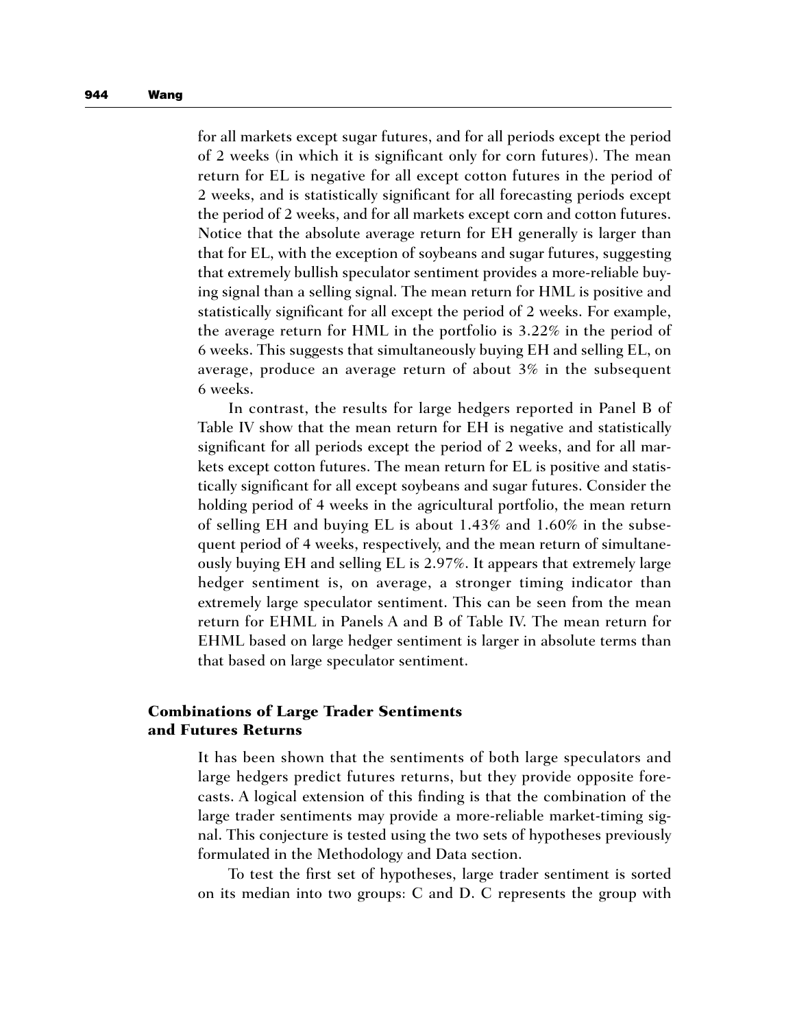for all markets except sugar futures, and for all periods except the period of 2 weeks (in which it is significant only for corn futures). The mean return for EL is negative for all except cotton futures in the period of 2 weeks, and is statistically significant for all forecasting periods except the period of 2 weeks, and for all markets except corn and cotton futures. Notice that the absolute average return for EH generally is larger than that for EL, with the exception of soybeans and sugar futures, suggesting that extremely bullish speculator sentiment provides a more-reliable buying signal than a selling signal. The mean return for HML is positive and statistically significant for all except the period of 2 weeks. For example, the average return for HML in the portfolio is 3.22% in the period of 6 weeks. This suggests that simultaneously buying EH and selling EL, on average, produce an average return of about 3% in the subsequent 6 weeks.

In contrast, the results for large hedgers reported in Panel B of Table IV show that the mean return for EH is negative and statistically significant for all periods except the period of 2 weeks, and for all markets except cotton futures. The mean return for EL is positive and statistically significant for all except soybeans and sugar futures. Consider the holding period of 4 weeks in the agricultural portfolio, the mean return of selling EH and buying EL is about 1.43% and 1.60% in the subsequent period of 4 weeks, respectively, and the mean return of simultaneously buying EH and selling EL is 2.97%. It appears that extremely large hedger sentiment is, on average, a stronger timing indicator than extremely large speculator sentiment. This can be seen from the mean return for EHML in Panels A and B of Table IV. The mean return for EHML based on large hedger sentiment is larger in absolute terms than that based on large speculator sentiment.

## Combinations of Large Trader Sentiments and Futures Returns

It has been shown that the sentiments of both large speculators and large hedgers predict futures returns, but they provide opposite forecasts. A logical extension of this finding is that the combination of the large trader sentiments may provide a more-reliable market-timing signal. This conjecture is tested using the two sets of hypotheses previously formulated in the Methodology and Data section.

To test the first set of hypotheses, large trader sentiment is sorted on its median into two groups: C and D. C represents the group with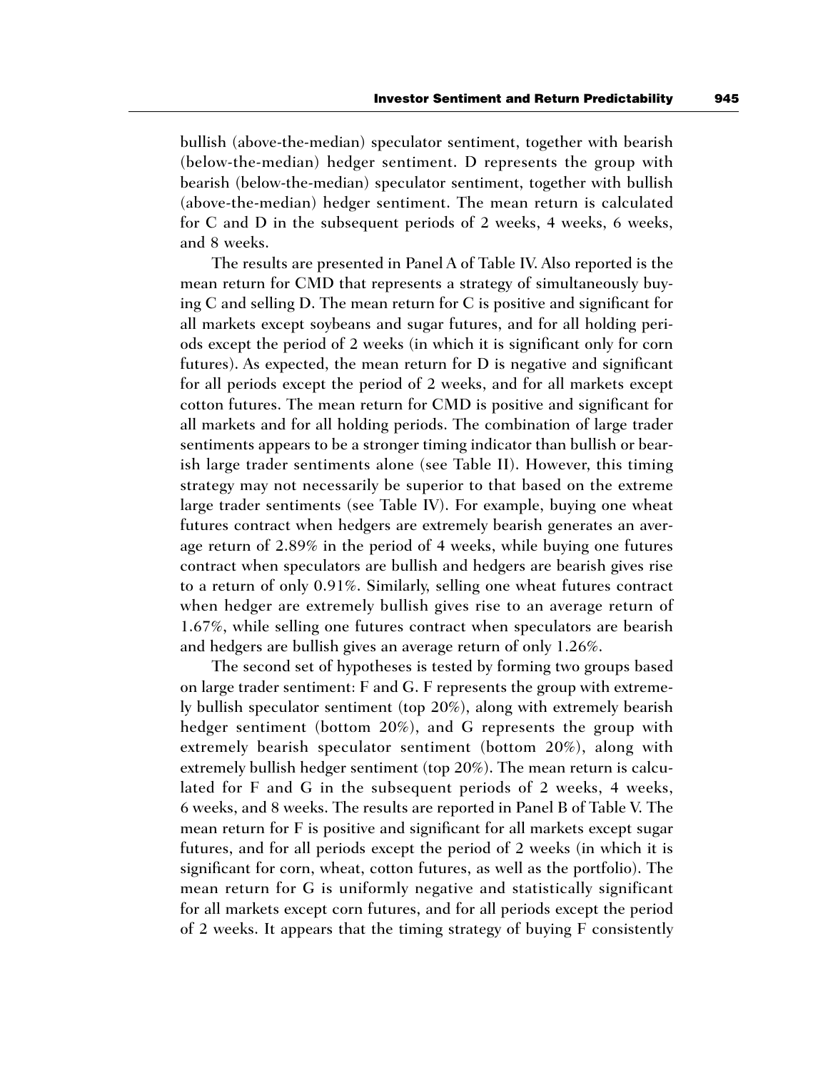bullish (above-the-median) speculator sentiment, together with bearish (below-the-median) hedger sentiment. D represents the group with bearish (below-the-median) speculator sentiment, together with bullish (above-the-median) hedger sentiment. The mean return is calculated for C and D in the subsequent periods of 2 weeks, 4 weeks, 6 weeks, and 8 weeks.

The results are presented in Panel A of Table IV. Also reported is the mean return for CMD that represents a strategy of simultaneously buying C and selling D. The mean return for C is positive and significant for all markets except soybeans and sugar futures, and for all holding periods except the period of 2 weeks (in which it is significant only for corn futures). As expected, the mean return for D is negative and significant for all periods except the period of 2 weeks, and for all markets except cotton futures. The mean return for CMD is positive and significant for all markets and for all holding periods. The combination of large trader sentiments appears to be a stronger timing indicator than bullish or bearish large trader sentiments alone (see Table II). However, this timing strategy may not necessarily be superior to that based on the extreme large trader sentiments (see Table IV). For example, buying one wheat futures contract when hedgers are extremely bearish generates an average return of 2.89% in the period of 4 weeks, while buying one futures contract when speculators are bullish and hedgers are bearish gives rise to a return of only 0.91%. Similarly, selling one wheat futures contract when hedger are extremely bullish gives rise to an average return of 1.67%, while selling one futures contract when speculators are bearish and hedgers are bullish gives an average return of only 1.26%.

The second set of hypotheses is tested by forming two groups based on large trader sentiment: F and G. F represents the group with extremely bullish speculator sentiment (top 20%), along with extremely bearish hedger sentiment (bottom 20%), and G represents the group with extremely bearish speculator sentiment (bottom 20%), along with extremely bullish hedger sentiment (top 20%). The mean return is calculated for F and G in the subsequent periods of 2 weeks, 4 weeks, 6 weeks, and 8 weeks. The results are reported in Panel B of Table V. The mean return for F is positive and significant for all markets except sugar futures, and for all periods except the period of 2 weeks (in which it is significant for corn, wheat, cotton futures, as well as the portfolio). The mean return for G is uniformly negative and statistically significant for all markets except corn futures, and for all periods except the period of 2 weeks. It appears that the timing strategy of buying F consistently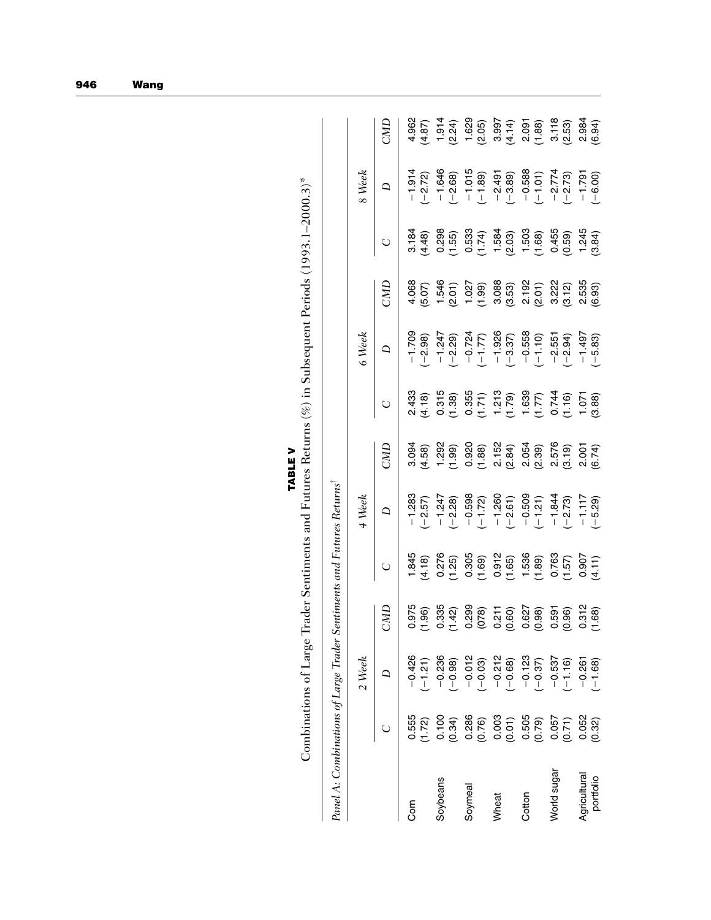**TABLE V**

Combinations of Large Trader Sentiments and Futures Returns (%) in Subsequent Periods (1993.1–2000.3)*

*Panel A: Combinations of Large Trader Sentiments and Futures Returns*[†]

| | 2 Week | | | 4 Week | | | 6 Week | | | 8 Week | | |
|---|---|---|---|---|---|---|---|---|---|---|---|---|
| | *C* | *D* | *CMD* | *C* | *D* | *CMD* | *C* | *D* | *CMD* | *C* | *D* | *CMD* |
| Corn | 0.555 | −0.426 | 0.975 | 1.845 | −1.283 | 3.094 | 2.433 | −1.709 | 4.068 | 3.184 | −1.914 | 4.962 |
| | (1.72) | (−1.21) | (1.96) | (4.18) | (−2.57) | (4.58) | (4.18) | (−2.98) | (5.07) | (4.48) | (−2.72) | (4.87) |
| Soybeans | 0.100 | −0.236 | 0.335 | 0.276 | −1.247 | 1.292 | 0.315 | −1.247 | 1.546 | 0.298 | −1.646 | 1.914 |
| | (0.34) | (−0.98) | (1.42) | (1.25) | (−2.28) | (1.99) | (1.38) | (−2.29) | (2.01) | (1.55) | (−2.68) | (2.24) |
| Soymeal | 0.286 | −0.012 | 0.299 | 0.305 | −0.598 | 0.920 | 0.355 | −0.724 | 1.027 | 0.533 | −1.015 | 1.629 |
| | (0.76) | (−0.03) | (078) | (1.69) | (−1.72) | (1.88) | (1.71) | (−1.77) | (1.99) | (1.74) | (−1.89) | (2.05) |
| Wheat | 0.003 | −0.212 | 0.211 | 0.912 | −1.260 | 2.152 | 1.213 | −1.926 | 3.088 | 1.584 | −2.491 | 3.997 |
| | (0.01) | (−0.68) | (0.60) | (1.65) | (−2.61) | (2.84) | (1.79) | (−3.37) | (3.53) | (2.03) | (−3.89) | (4.14) |
| Cotton | 0.505 | −0.123 | 0.627 | 1.536 | −0.509 | 2.054 | 1.639 | −0.558 | 2.192 | 1.503 | −0.588 | 2.091 |
| | (0.79) | (−0.37) | (0.98) | (1.89) | (−1.21) | (2.39) | (1.77) | (−1.10) | (2.01) | (1.68) | (−1.01) | (1.88) |
| World sugar | 0.057 | −0.537 | 0.591 | 0.763 | −1.844 | 2.576 | 0.744 | −2.551 | 3.222 | 0.455 | −2.774 | 3.118 |
| | (0.71) | (−1.16) | (0.96) | (1.57) | (−2.73) | (3.19) | (1.16) | (−2.94) | (3.12) | (0.59) | (−2.73) | (2.53) |
| Agricultural portfolio | 0.052 | −0.261 | 0.312 | 0.907 | −1.117 | 2.001 | 1.071 | −1.497 | 2.535 | 1.245 | −1.791 | 2.984 |
| | (0.32) | (−1.68) | (1.68) | (4.11) | (−5.29) | (6.74) | (3.88) | (−5.83) | (6.93) | (3.84) | (−6.00) | (6.94) |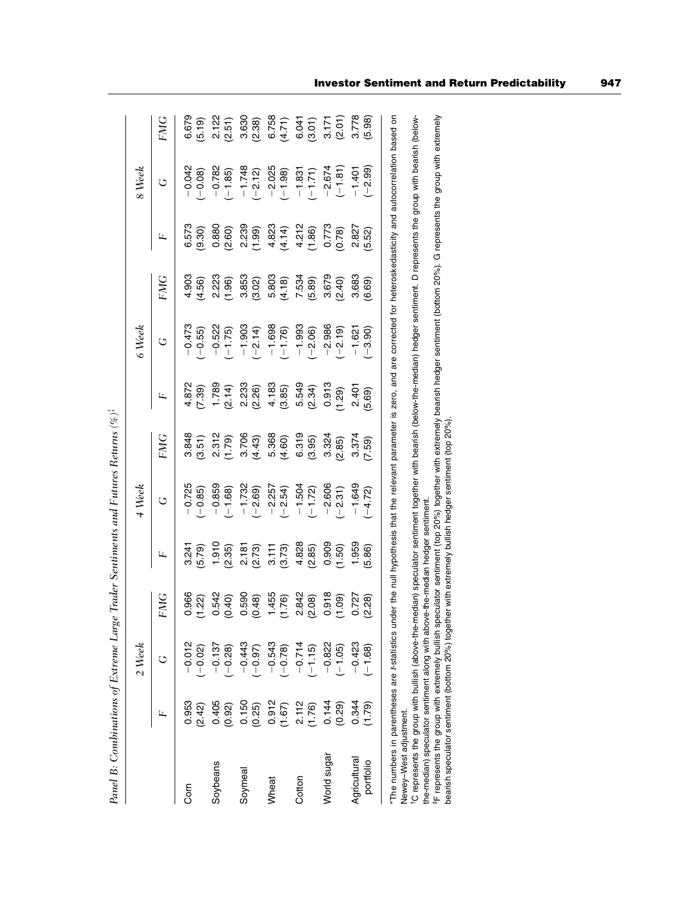*Panel B: Combinations of Extreme Large Trader Sentiments and Futures Returns (%)*[‡]

| | 2 Week | | | 4 Week | | | 6 Week | | | 8 Week | | |
|---|---|---|---|---|---|---|---|---|---|---|---|---|
| | *F* | *G* | *FMG* | *F* | *G* | *FMG* | *F* | *G* | *FMG* | *F* | *G* | *FMG* |
| Corn | 0.953 | −0.012 | 0.966 | 3.241 | −0.725 | 3.848 | 4.872 | −0.473 | 4.903 | 6.573 | −0.042 | 6.679 |
| | (2.42) | (−0.02) | (1.22) | (5.79) | (−0.85) | (3.51) | (7.39) | (−0.55) | (4.56) | (9.30) | (−0.08) | (5.19) |
| Soybeans | 0.405 | −0.137 | 0.542 | 1.910 | −0.859 | 2.312 | 1.789 | −0.522 | 2.223 | 0.880 | −0.782 | 2.122 |
| | (0.92) | (−0.28) | (0.40) | (2.35) | (−1.68) | (1.79) | (2.14) | (−1.75) | (1.96) | (2.60) | (−1.85) | (2.51) |
| Soymeal | 0.150 | −0.443 | 0.590 | 2.181 | −1.732 | 3.706 | 2.233 | −1.903 | 3.853 | 2.239 | −1.748 | 3.630 |
| | (0.25) | (−0.97) | (0.48) | (2.73) | (−2.69) | (4.43) | (2.26) | (−2.14) | (3.02) | (1.99) | (−2.12) | (2.38) |
| Wheat | 0.912 | −0.543 | 1.455 | 3.111 | −2.257 | 5.368 | 4.183 | −1.698 | 5.803 | 4.823 | −2.025 | 6.758 |
| | (1.67) | (−0.78) | (1.76) | (3.73) | (−2.54) | (4.60) | (3.85) | (−1.76) | (4.18) | (4.14) | (−1.98) | (4.71) |
| Cotton | 2.112 | −0.714 | 2.842 | 4.828 | −1.504 | 6.319 | 5.549 | −1.993 | 7.534 | 4.212 | −1.831 | 6.041 |
| | (1.76) | (−1.15) | (2.08) | (2.85) | (−1.72) | (3.95) | (2.34) | (−2.06) | (5.89) | (1.86) | (−1.71) | (3.01) |
| World sugar | 0.144 | −0.822 | 0.918 | 0.909 | −2.606 | 3.324 | 0.913 | −2.986 | 3.679 | 0.773 | −2.674 | 3.171 |
| | (0.29) | (−1.05) | (1.09) | (1.50) | (−2.31) | (2.85) | (1.29) | (−2.19) | (2.40) | (0.78) | (−1.81) | (2.01) |
| Agricultural portfolio | 0.344 | −0.423 | 0.727 | 1.959 | −1.649 | 3.374 | 2.401 | −1.621 | 3.683 | 2.827 | −1.401 | 3.778 |
| | (1.79) | (−1.68) | (2.28) | (5.86) | (−4.72) | (7.59) | (5.69) | (−3.90) | (6.69) | (5.52) | (−2.99) | (5.98) |

*The numbers in parentheses are *t*-statistics under the null hypothesis that the relevant parameter is zero, and are corrected for heteroskedasticity and autocorrelation based on Newey–West adjustment.

[†]C represents the group with bullish (above-the-median) speculator sentiment together with bearish (below-the-median) hedger sentiment. D represents the group with bearish (below-the-median) speculator sentiment along with above-the-median hedger sentiment.

[‡]F represents the group with extremely bullish speculator sentiment (top 20%) together with extremely bearish hedger sentiment (bottom 20%). G represents the group with extremely bearish speculator sentiment (bottom 20%) together with extremely bullish hedger sentiment (top 20%).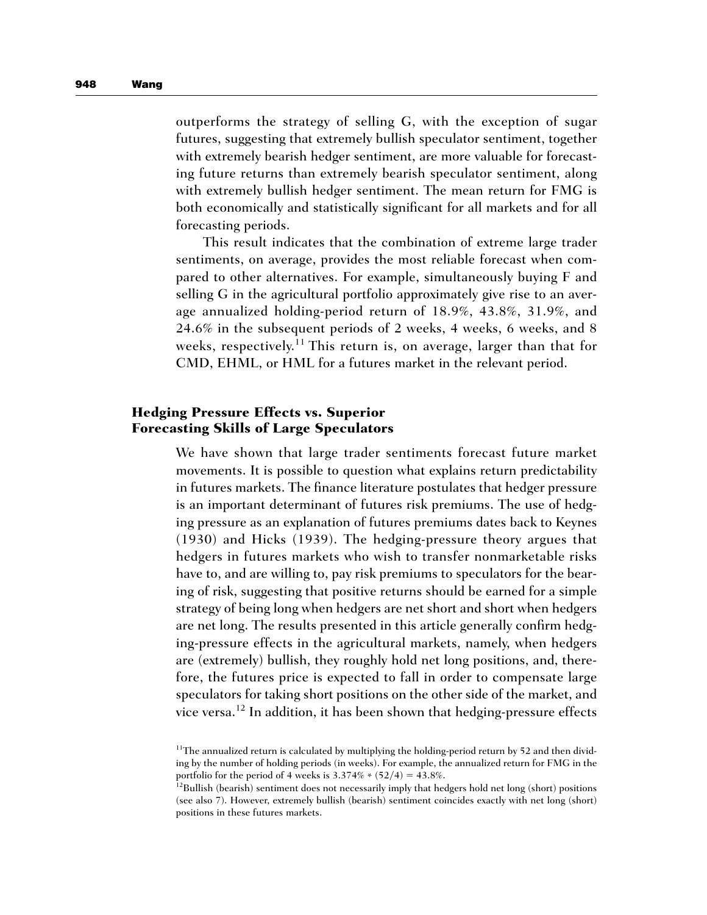outperforms the strategy of selling G, with the exception of sugar futures, suggesting that extremely bullish speculator sentiment, together with extremely bearish hedger sentiment, are more valuable for forecasting future returns than extremely bearish speculator sentiment, along with extremely bullish hedger sentiment. The mean return for FMG is both economically and statistically significant for all markets and for all forecasting periods.

This result indicates that the combination of extreme large trader sentiments, on average, provides the most reliable forecast when compared to other alternatives. For example, simultaneously buying F and selling G in the agricultural portfolio approximately give rise to an average annualized holding-period return of 18.9%, 43.8%, 31.9%, and 24.6% in the subsequent periods of 2 weeks, 4 weeks, 6 weeks, and 8 weeks, respectively.[11] This return is, on average, larger than that for CMD, EHML, or HML for a futures market in the relevant period.

## Hedging Pressure Effects vs. Superior Forecasting Skills of Large Speculators

We have shown that large trader sentiments forecast future market movements. It is possible to question what explains return predictability in futures markets. The finance literature postulates that hedger pressure is an important determinant of futures risk premiums. The use of hedging pressure as an explanation of futures premiums dates back to Keynes (1930) and Hicks (1939). The hedging-pressure theory argues that hedgers in futures markets who wish to transfer nonmarketable risks have to, and are willing to, pay risk premiums to speculators for the bearing of risk, suggesting that positive returns should be earned for a simple strategy of being long when hedgers are net short and short when hedgers are net long. The results presented in this article generally confirm hedging-pressure effects in the agricultural markets, namely, when hedgers are (extremely) bullish, they roughly hold net long positions, and, therefore, the futures price is expected to fall in order to compensate large speculators for taking short positions on the other side of the market, and vice versa.[12] In addition, it has been shown that hedging-pressure effects

[11] The annualized return is calculated by multiplying the holding-period return by 52 and then dividing by the number of holding periods (in weeks). For example, the annualized return for FMG in the portfolio for the period of 4 weeks is $3.374\% * (52/4) = 43.8\%$.

[12] Bullish (bearish) sentiment does not necessarily imply that hedgers hold net long (short) positions (see also 7). However, extremely bullish (bearish) sentiment coincides exactly with net long (short) positions in these futures markets.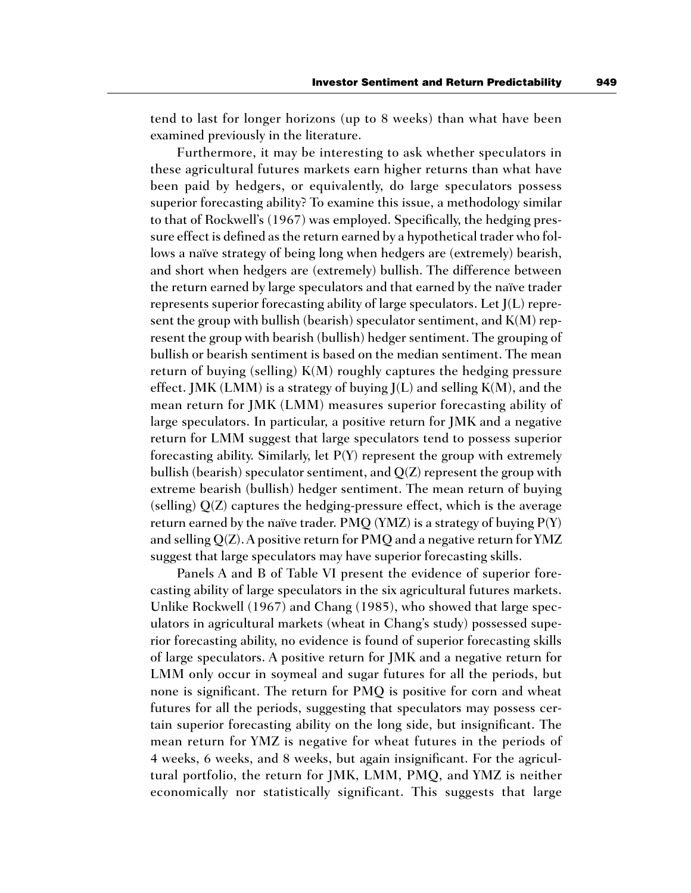tend to last for longer horizons (up to 8 weeks) than what have been examined previously in the literature.

Furthermore, it may be interesting to ask whether speculators in these agricultural futures markets earn higher returns than what have been paid by hedgers, or equivalently, do large speculators possess superior forecasting ability? To examine this issue, a methodology similar to that of Rockwell's (1967) was employed. Specifically, the hedging pressure effect is defined as the return earned by a hypothetical trader who follows a naïve strategy of being long when hedgers are (extremely) bearish, and short when hedgers are (extremely) bullish. The difference between the return earned by large speculators and that earned by the naïve trader represents superior forecasting ability of large speculators. Let J(L) represent the group with bullish (bearish) speculator sentiment, and K(M) represent the group with bearish (bullish) hedger sentiment. The grouping of bullish or bearish sentiment is based on the median sentiment. The mean return of buying (selling) K(M) roughly captures the hedging pressure effect. JMK (LMM) is a strategy of buying J(L) and selling K(M), and the mean return for JMK (LMM) measures superior forecasting ability of large speculators. In particular, a positive return for JMK and a negative return for LMM suggest that large speculators tend to possess superior forecasting ability. Similarly, let P(Y) represent the group with extremely bullish (bearish) speculator sentiment, and Q(Z) represent the group with extreme bearish (bullish) hedger sentiment. The mean return of buying (selling) Q(Z) captures the hedging-pressure effect, which is the average return earned by the naïve trader. PMQ (YMZ) is a strategy of buying P(Y) and selling Q(Z). A positive return for PMQ and a negative return for YMZ suggest that large speculators may have superior forecasting skills.

Panels A and B of Table VI present the evidence of superior forecasting ability of large speculators in the six agricultural futures markets. Unlike Rockwell (1967) and Chang (1985), who showed that large speculators in agricultural markets (wheat in Chang's study) possessed superior forecasting ability, no evidence is found of superior forecasting skills of large speculators. A positive return for JMK and a negative return for LMM only occur in soymeal and sugar futures for all the periods, but none is significant. The return for PMQ is positive for corn and wheat futures for all the periods, suggesting that speculators may possess certain superior forecasting ability on the long side, but insignificant. The mean return for YMZ is negative for wheat futures in the periods of 4 weeks, 6 weeks, and 8 weeks, but again insignificant. For the agricultural portfolio, the return for JMK, LMM, PMQ, and YMZ is neither economically nor statistically significant. This suggests that large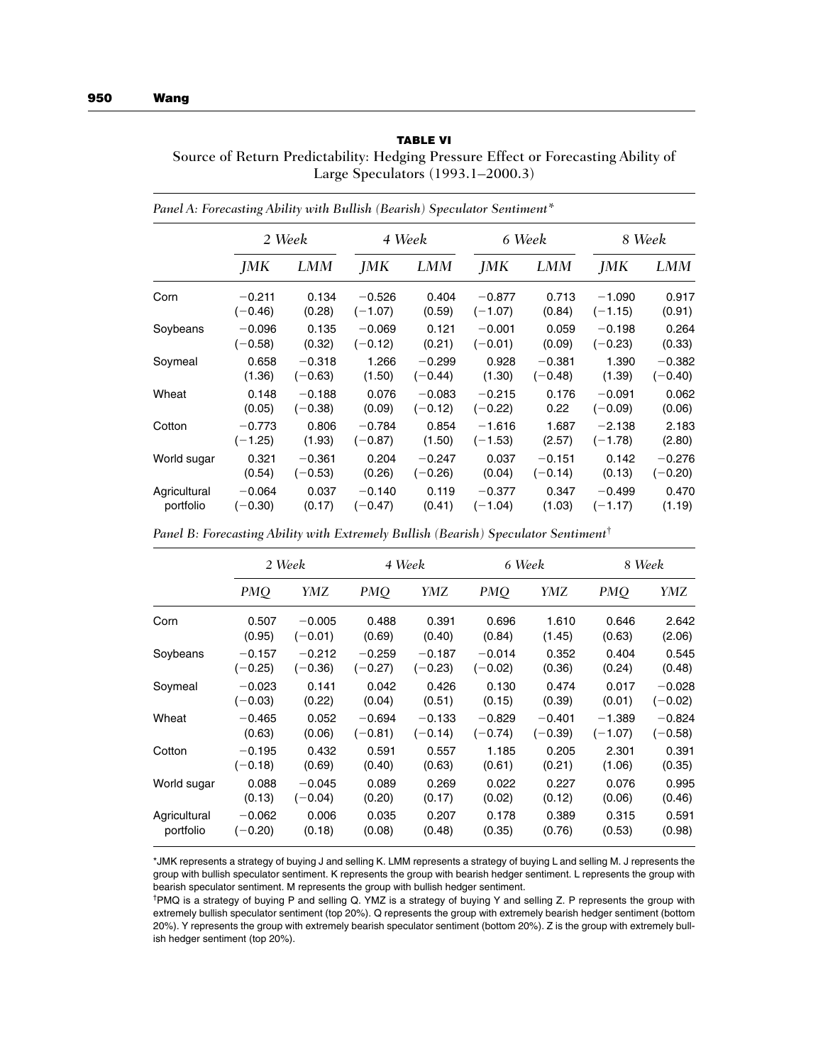**TABLE VI**

Source of Return Predictability: Hedging Pressure Effect or Forecasting Ability of Large Speculators (1993.1–2000.3)

*Panel A: Forecasting Ability with Bullish (Bearish) Speculator Sentiment**

| | 2 Week | | 4 Week | | 6 Week | | 8 Week | |
|---|---|---|---|---|---|---|---|---|
| | *JMK* | *LMM* | *JMK* | *LMM* | *JMK* | *LMM* | *JMK* | *LMM* |
| Corn | −0.211 | 0.134 | −0.526 | 0.404 | −0.877 | 0.713 | −1.090 | 0.917 |
| | (−0.46) | (0.28) | (−1.07) | (0.59) | (−1.07) | (0.84) | (−1.15) | (0.91) |
| Soybeans | −0.096 | 0.135 | −0.069 | 0.121 | −0.001 | 0.059 | −0.198 | 0.264 |
| | (−0.58) | (0.32) | (−0.12) | (0.21) | (−0.01) | (0.09) | (−0.23) | (0.33) |
| Soymeal | 0.658 | −0.318 | 1.266 | −0.299 | 0.928 | −0.381 | 1.390 | −0.382 |
| | (1.36) | (−0.63) | (1.50) | (−0.44) | (1.30) | (−0.48) | (1.39) | (−0.40) |
| Wheat | 0.148 | −0.188 | 0.076 | −0.083 | −0.215 | 0.176 | −0.091 | 0.062 |
| | (0.05) | (−0.38) | (0.09) | (−0.12) | (−0.22) | 0.22 | (−0.09) | (0.06) |
| Cotton | −0.773 | 0.806 | −0.784 | 0.854 | −1.616 | 1.687 | −2.138 | 2.183 |
| | (−1.25) | (1.93) | (−0.87) | (1.50) | (−1.53) | (2.57) | (−1.78) | (2.80) |
| World sugar | 0.321 | −0.361 | 0.204 | −0.247 | 0.037 | −0.151 | 0.142 | −0.276 |
| | (0.54) | (−0.53) | (0.26) | (−0.26) | (0.04) | (−0.14) | (0.13) | (−0.20) |
| Agricultural portfolio | −0.064 | 0.037 | −0.140 | 0.119 | −0.377 | 0.347 | −0.499 | 0.470 |
| | (−0.30) | (0.17) | (−0.47) | (0.41) | (−1.04) | (1.03) | (−1.17) | (1.19) |

*Panel B: Forecasting Ability with Extremely Bullish (Bearish) Speculator Sentiment*†

| | 2 Week | | 4 Week | | 6 Week | | 8 Week | |
|---|---|---|---|---|---|---|---|---|
| | *PMQ* | *YMZ* | *PMQ* | *YMZ* | *PMQ* | *YMZ* | *PMQ* | *YMZ* |
| Corn | 0.507 | −0.005 | 0.488 | 0.391 | 0.696 | 1.610 | 0.646 | 2.642 |
| | (0.95) | (−0.01) | (0.69) | (0.40) | (0.84) | (1.45) | (0.63) | (2.06) |
| Soybeans | −0.157 | −0.212 | −0.259 | −0.187 | −0.014 | 0.352 | 0.404 | 0.545 |
| | (−0.25) | (−0.36) | (−0.27) | (−0.23) | (−0.02) | (0.36) | (0.24) | (0.48) |
| Soymeal | −0.023 | 0.141 | 0.042 | 0.426 | 0.130 | 0.474 | 0.017 | −0.028 |
| | (−0.03) | (0.22) | (0.04) | (0.51) | (0.15) | (0.39) | (0.01) | (−0.02) |
| Wheat | −0.465 | 0.052 | −0.694 | −0.133 | −0.829 | −0.401 | −1.389 | −0.824 |
| | (0.63) | (0.06) | (−0.81) | (−0.14) | (−0.74) | (−0.39) | (−1.07) | (−0.58) |
| Cotton | −0.195 | 0.432 | 0.591 | 0.557 | 1.185 | 0.205 | 2.301 | 0.391 |
| | (−0.18) | (0.69) | (0.40) | (0.63) | (0.61) | (0.21) | (1.06) | (0.35) |
| World sugar | 0.088 | −0.045 | 0.089 | 0.269 | 0.022 | 0.227 | 0.076 | 0.995 |
| | (0.13) | (−0.04) | (0.20) | (0.17) | (0.02) | (0.12) | (0.06) | (0.46) |
| Agricultural portfolio | −0.062 | 0.006 | 0.035 | 0.207 | 0.178 | 0.389 | 0.315 | 0.591 |
| | (−0.20) | (0.18) | (0.08) | (0.48) | (0.35) | (0.76) | (0.53) | (0.98) |

*JMK represents a strategy of buying J and selling K. LMM represents a strategy of buying L and selling M. J represents the group with bullish speculator sentiment. K represents the group with bearish hedger sentiment. L represents the group with bearish speculator sentiment. M represents the group with bullish hedger sentiment.

†PMQ is a strategy of buying P and selling Q. YMZ is a strategy of buying Y and selling Z. P represents the group with extremely bullish speculator sentiment (top 20%). Q represents the group with extremely bearish hedger sentiment (bottom 20%). Y represents the group with extremely bearish speculator sentiment (bottom 20%). Z is the group with extremely bullish hedger sentiment (top 20%).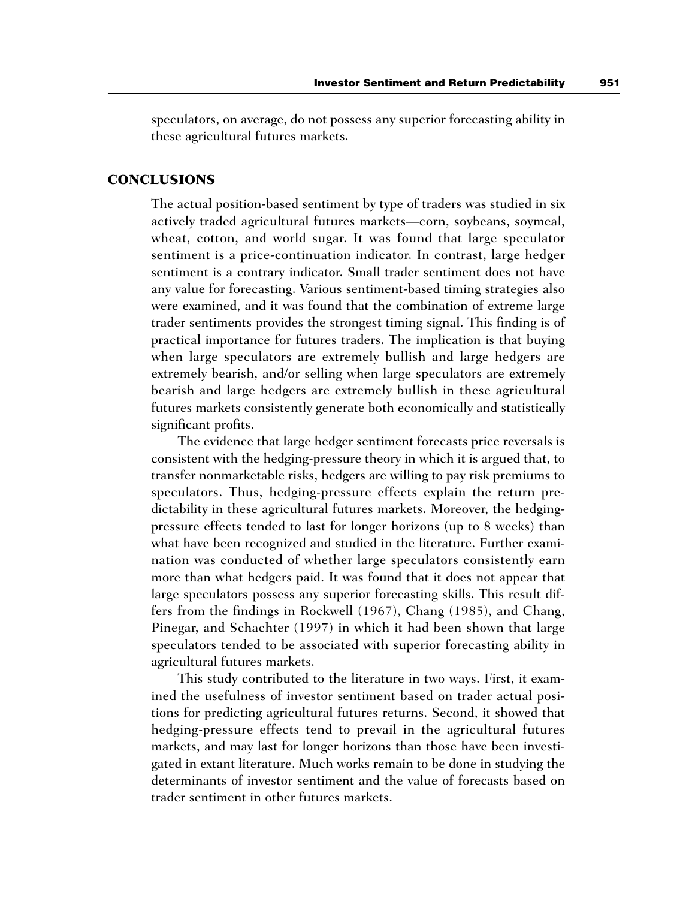speculators, on average, do not possess any superior forecasting ability in these agricultural futures markets.

## CONCLUSIONS

The actual position-based sentiment by type of traders was studied in six actively traded agricultural futures markets—corn, soybeans, soymeal, wheat, cotton, and world sugar. It was found that large speculator sentiment is a price-continuation indicator. In contrast, large hedger sentiment is a contrary indicator. Small trader sentiment does not have any value for forecasting. Various sentiment-based timing strategies also were examined, and it was found that the combination of extreme large trader sentiments provides the strongest timing signal. This finding is of practical importance for futures traders. The implication is that buying when large speculators are extremely bullish and large hedgers are extremely bearish, and/or selling when large speculators are extremely bearish and large hedgers are extremely bullish in these agricultural futures markets consistently generate both economically and statistically significant profits.

The evidence that large hedger sentiment forecasts price reversals is consistent with the hedging-pressure theory in which it is argued that, to transfer nonmarketable risks, hedgers are willing to pay risk premiums to speculators. Thus, hedging-pressure effects explain the return predictability in these agricultural futures markets. Moreover, the hedging-pressure effects tended to last for longer horizons (up to 8 weeks) than what have been recognized and studied in the literature. Further examination was conducted of whether large speculators consistently earn more than what hedgers paid. It was found that it does not appear that large speculators possess any superior forecasting skills. This result differs from the findings in Rockwell (1967), Chang (1985), and Chang, Pinegar, and Schachter (1997) in which it had been shown that large speculators tended to be associated with superior forecasting ability in agricultural futures markets.

This study contributed to the literature in two ways. First, it examined the usefulness of investor sentiment based on trader actual positions for predicting agricultural futures returns. Second, it showed that hedging-pressure effects tend to prevail in the agricultural futures markets, and may last for longer horizons than those have been investigated in extant literature. Much works remain to be done in studying the determinants of investor sentiment and the value of forecasts based on trader sentiment in other futures markets.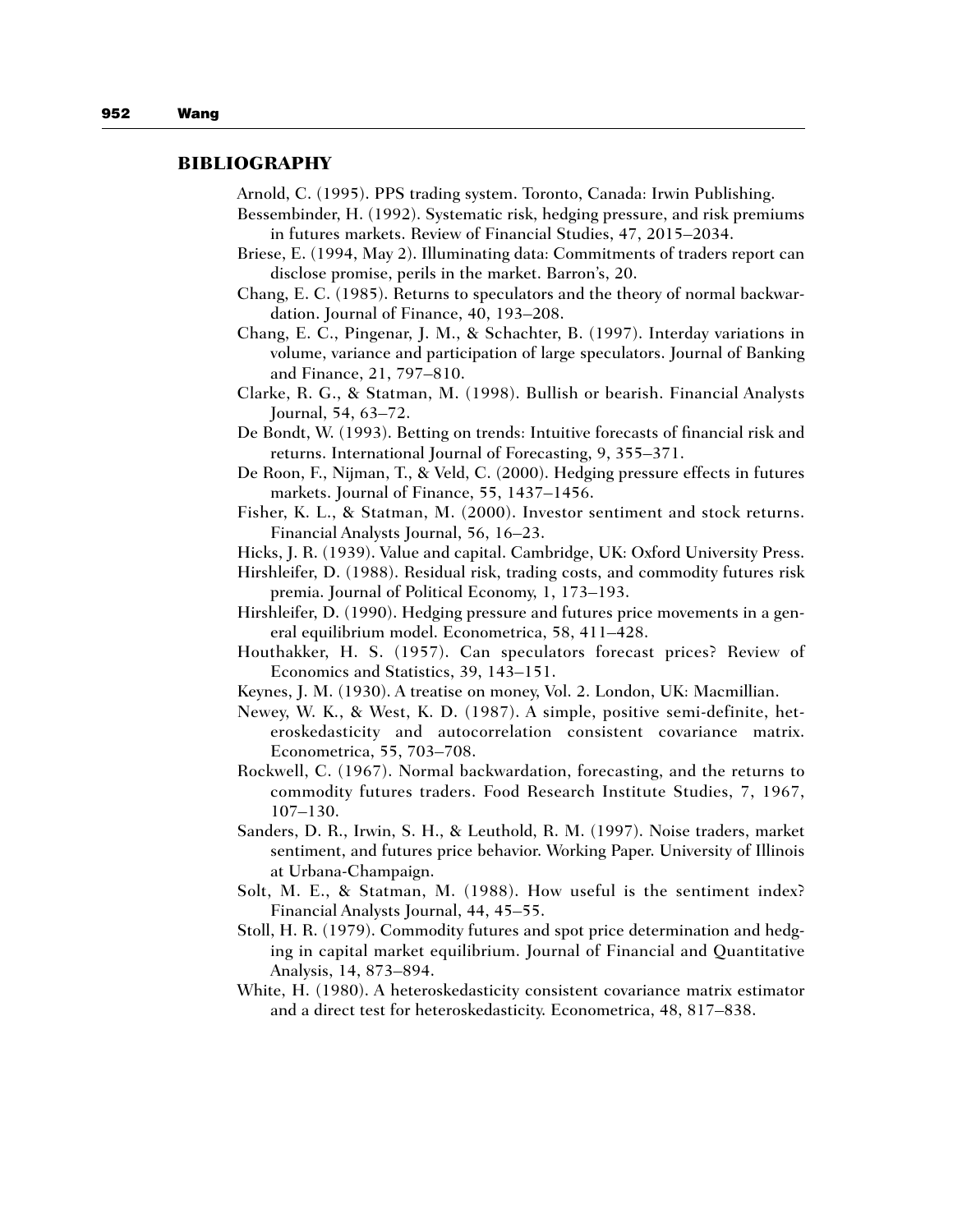## BIBLIOGRAPHY

Arnold, C. (1995). PPS trading system. Toronto, Canada: Irwin Publishing.

Bessembinder, H. (1992). Systematic risk, hedging pressure, and risk premiums in futures markets. Review of Financial Studies, 47, 2015–2034.

Briese, E. (1994, May 2). Illuminating data: Commitments of traders report can disclose promise, perils in the market. Barron's, 20.

Chang, E. C. (1985). Returns to speculators and the theory of normal backwardation. Journal of Finance, 40, 193–208.

Chang, E. C., Pingenar, J. M., & Schachter, B. (1997). Interday variations in volume, variance and participation of large speculators. Journal of Banking and Finance, 21, 797–810.

Clarke, R. G., & Statman, M. (1998). Bullish or bearish. Financial Analysts Journal, 54, 63–72.

De Bondt, W. (1993). Betting on trends: Intuitive forecasts of financial risk and returns. International Journal of Forecasting, 9, 355–371.

De Roon, F., Nijman, T., & Veld, C. (2000). Hedging pressure effects in futures markets. Journal of Finance, 55, 1437–1456.

Fisher, K. L., & Statman, M. (2000). Investor sentiment and stock returns. Financial Analysts Journal, 56, 16–23.

Hicks, J. R. (1939). Value and capital. Cambridge, UK: Oxford University Press.

Hirshleifer, D. (1988). Residual risk, trading costs, and commodity futures risk premia. Journal of Political Economy, 1, 173–193.

Hirshleifer, D. (1990). Hedging pressure and futures price movements in a general equilibrium model. Econometrica, 58, 411–428.

Houthakker, H. S. (1957). Can speculators forecast prices? Review of Economics and Statistics, 39, 143–151.

Keynes, J. M. (1930). A treatise on money, Vol. 2. London, UK: Macmillian.

Newey, W. K., & West, K. D. (1987). A simple, positive semi-definite, heteroskedasticity and autocorrelation consistent covariance matrix. Econometrica, 55, 703–708.

Rockwell, C. (1967). Normal backwardation, forecasting, and the returns to commodity futures traders. Food Research Institute Studies, 7, 1967, 107–130.

Sanders, D. R., Irwin, S. H., & Leuthold, R. M. (1997). Noise traders, market sentiment, and futures price behavior. Working Paper. University of Illinois at Urbana-Champaign.

Solt, M. E., & Statman, M. (1988). How useful is the sentiment index? Financial Analysts Journal, 44, 45–55.

Stoll, H. R. (1979). Commodity futures and spot price determination and hedging in capital market equilibrium. Journal of Financial and Quantitative Analysis, 14, 873–894.

White, H. (1980). A heteroskedasticity consistent covariance matrix estimator and a direct test for heteroskedasticity. Econometrica, 48, 817–838.